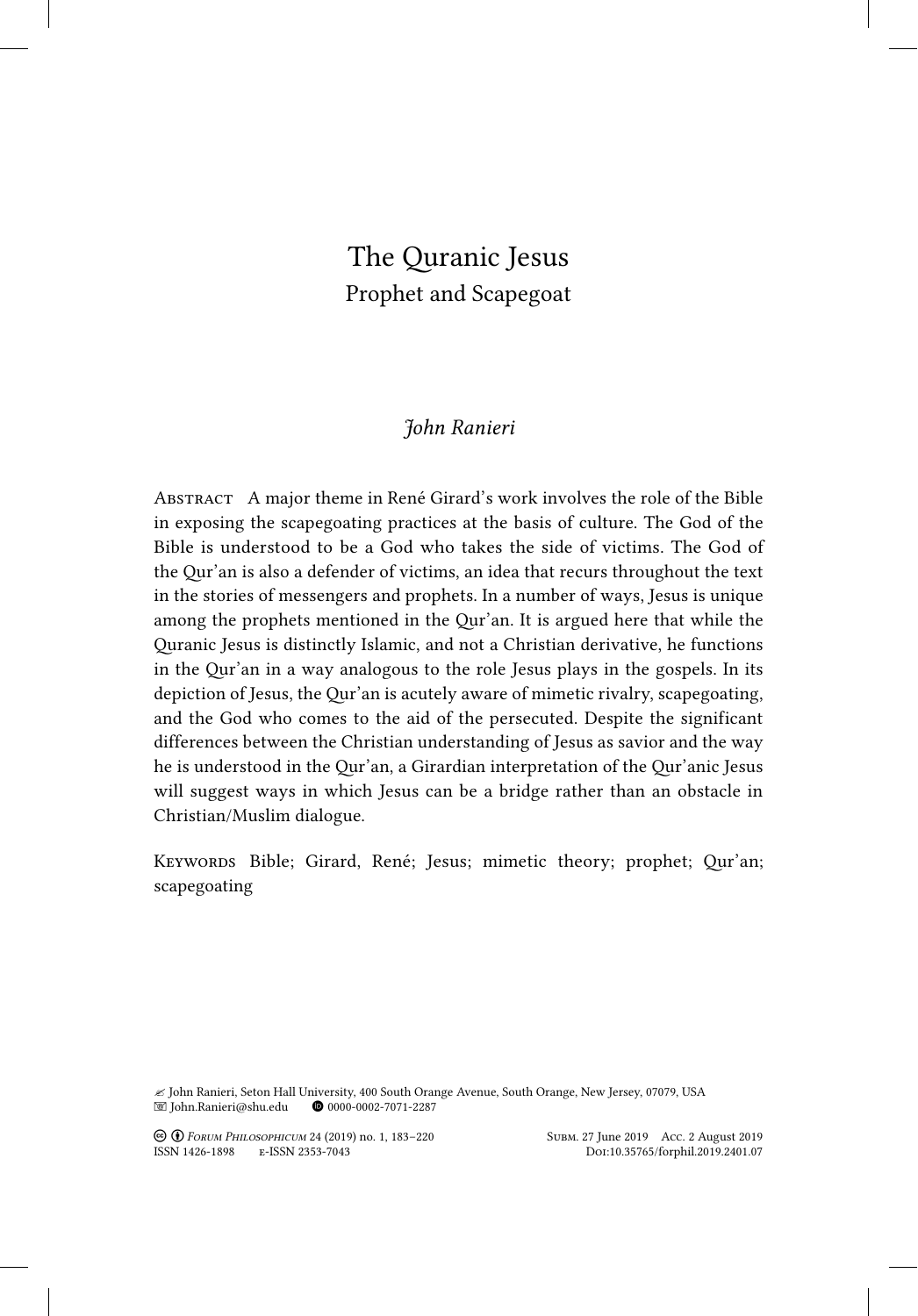# The Quranic Jesus

## Prophet and Scapegoat

*John Ranieri*

Abstract A major theme in René Girard's work involves the role of the Bible in exposing the scapegoating practices at the basis of culture. The God of the Bible is understood to be a God who takes the side of victims. The God of the Qur'an is also a defender of victims, an idea that recurs throughout the text in the stories of messengers and prophets. In a number of ways, Jesus is unique among the prophets mentioned in the Qur'an. It is argued here that while the Quranic Jesus is distinctly Islamic, and not a Christian derivative, he functions in the Qur'an in a way analogous to the role Jesus plays in the gospels. In its depiction of Jesus, the Qur'an is acutely aware of mimetic rivalry, scapegoating, and the God who comes to the aid of the persecuted. Despite the significant differences between the Christian understanding of Jesus as savior and the way he is understood in the Qur'an, a Girardian interpretation of the Qur'anic Jesus will suggest ways in which Jesus can be a bridge rather than an obstacle in Christian/Muslim dialogue.

Keywords Bible; Girard, René; Jesus; mimetic theory; prophet; Qur'an; scapegoating

John Ranieri, Seton Hall University, 400 South Orange Avenue, South Orange, New Jersey, 07079, USA
John.Ranieri@shu.edu 0000-0002-7071-2287

*Forum Philosophicum* 24 (2019) no. 1, 183–220 Subm. 27 June 2019 Acc. 2 August 2019
ISSN 1426-1898 e-ISSN 2353-7043 Doi:10.35765/forphil.2019.2401.07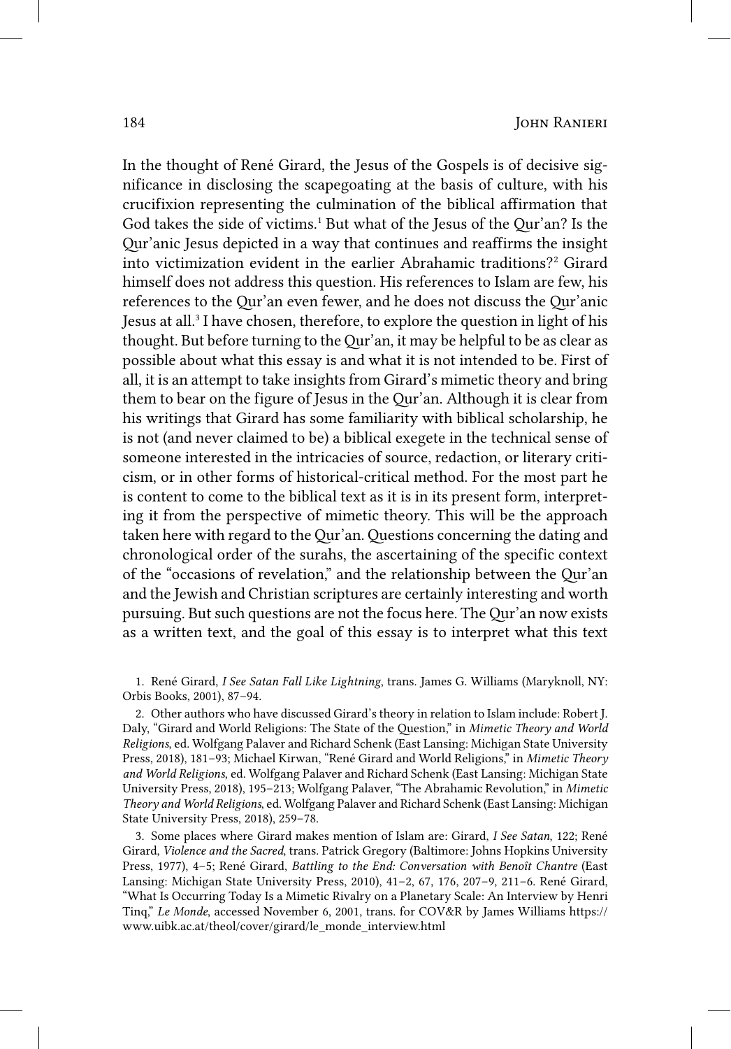In the thought of René Girard, the Jesus of the Gospels is of decisive significance in disclosing the scapegoating at the basis of culture, with his crucifixion representing the culmination of the biblical affirmation that God takes the side of victims.[1] But what of the Jesus of the Qur'an? Is the Qur'anic Jesus depicted in a way that continues and reaffirms the insight into victimization evident in the earlier Abrahamic traditions?[2] Girard himself does not address this question. His references to Islam are few, his references to the Qur'an even fewer, and he does not discuss the Qur'anic Jesus at all.[3] I have chosen, therefore, to explore the question in light of his thought. But before turning to the Qur'an, it may be helpful to be as clear as possible about what this essay is and what it is not intended to be. First of all, it is an attempt to take insights from Girard's mimetic theory and bring them to bear on the figure of Jesus in the Qur'an. Although it is clear from his writings that Girard has some familiarity with biblical scholarship, he is not (and never claimed to be) a biblical exegete in the technical sense of someone interested in the intricacies of source, redaction, or literary criticism, or in other forms of historical-critical method. For the most part he is content to come to the biblical text as it is in its present form, interpreting it from the perspective of mimetic theory. This will be the approach taken here with regard to the Qur'an. Questions concerning the dating and chronological order of the surahs, the ascertaining of the specific context of the "occasions of revelation," and the relationship between the Qur'an and the Jewish and Christian scriptures are certainly interesting and worth pursuing. But such questions are not the focus here. The Qur'an now exists as a written text, and the goal of this essay is to interpret what this text

1. René Girard, *I See Satan Fall Like Lightning*, trans. James G. Williams (Maryknoll, NY: Orbis Books, 2001), 87–94.

2. Other authors who have discussed Girard's theory in relation to Islam include: Robert J. Daly, "Girard and World Religions: The State of the Question," in *Mimetic Theory and World Religions*, ed. Wolfgang Palaver and Richard Schenk (East Lansing: Michigan State University Press, 2018), 181–93; Michael Kirwan, "René Girard and World Religions," in *Mimetic Theory and World Religions*, ed. Wolfgang Palaver and Richard Schenk (East Lansing: Michigan State University Press, 2018), 195–213; Wolfgang Palaver, "The Abrahamic Revolution," in *Mimetic Theory and World Religions*, ed. Wolfgang Palaver and Richard Schenk (East Lansing: Michigan State University Press, 2018), 259–78.

3. Some places where Girard makes mention of Islam are: Girard, *I See Satan*, 122; René Girard, *Violence and the Sacred*, trans. Patrick Gregory (Baltimore: Johns Hopkins University Press, 1977), 4–5; René Girard, *Battling to the End: Conversation with Benoît Chantre* (East Lansing: Michigan State University Press, 2010), 41–2, 67, 176, 207–9, 211–6. René Girard, "What Is Occurring Today Is a Mimetic Rivalry on a Planetary Scale: An Interview by Henri Tinq," *Le Monde*, accessed November 6, 2001, trans. for COV&R by James Williams https://www.uibk.ac.at/theol/cover/girard/le_monde_interview.html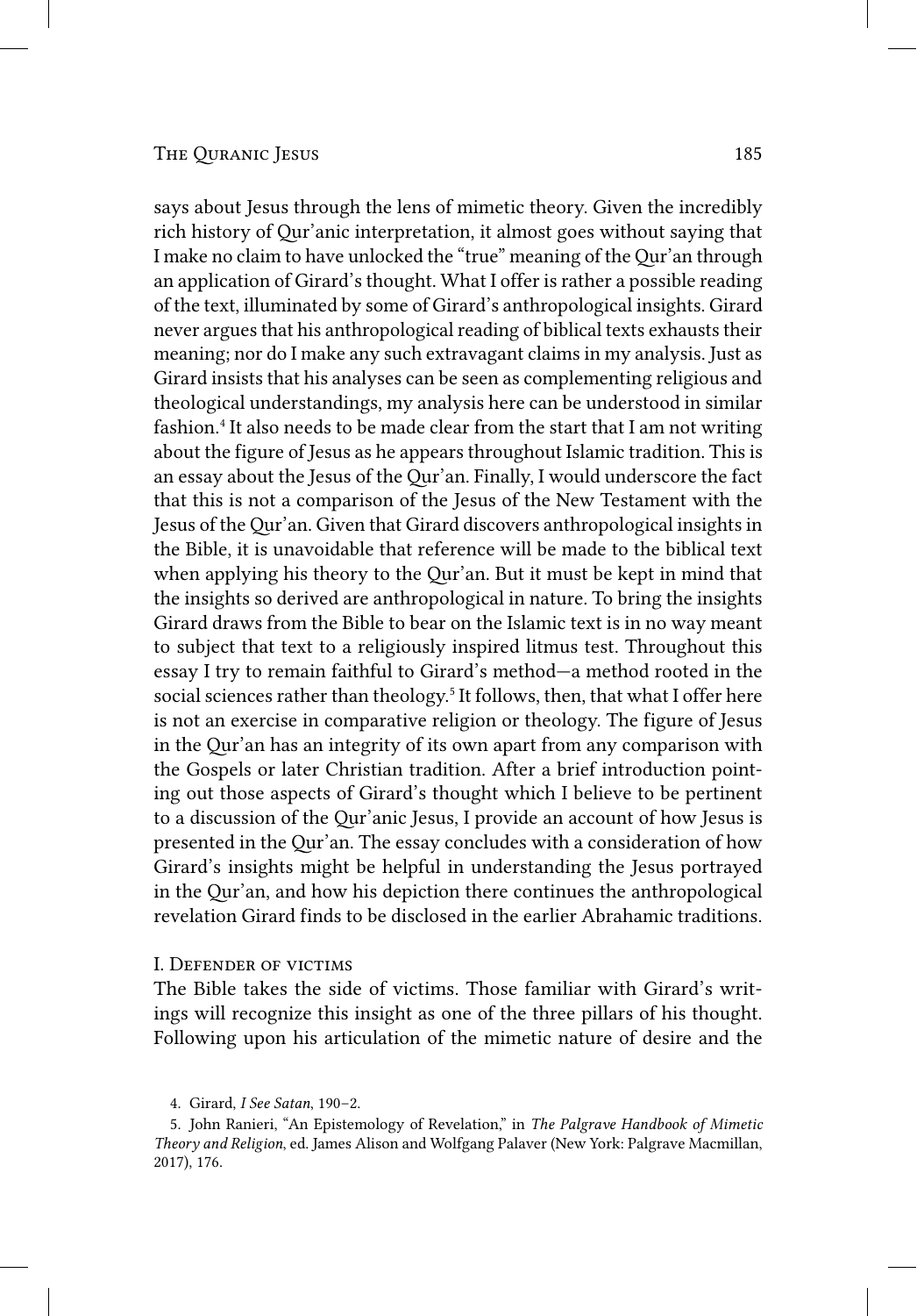says about Jesus through the lens of mimetic theory. Given the incredibly rich history of Qur'anic interpretation, it almost goes without saying that I make no claim to have unlocked the "true" meaning of the Qur'an through an application of Girard's thought. What I offer is rather a possible reading of the text, illuminated by some of Girard's anthropological insights. Girard never argues that his anthropological reading of biblical texts exhausts their meaning; nor do I make any such extravagant claims in my analysis. Just as Girard insists that his analyses can be seen as complementing religious and theological understandings, my analysis here can be understood in similar fashion.[4] It also needs to be made clear from the start that I am not writing about the figure of Jesus as he appears throughout Islamic tradition. This is an essay about the Jesus of the Qur'an. Finally, I would underscore the fact that this is not a comparison of the Jesus of the New Testament with the Jesus of the Qur'an. Given that Girard discovers anthropological insights in the Bible, it is unavoidable that reference will be made to the biblical text when applying his theory to the Qur'an. But it must be kept in mind that the insights so derived are anthropological in nature. To bring the insights Girard draws from the Bible to bear on the Islamic text is in no way meant to subject that text to a religiously inspired litmus test. Throughout this essay I try to remain faithful to Girard's method—a method rooted in the social sciences rather than theology.[5] It follows, then, that what I offer here is not an exercise in comparative religion or theology. The figure of Jesus in the Qur'an has an integrity of its own apart from any comparison with the Gospels or later Christian tradition. After a brief introduction pointing out those aspects of Girard's thought which I believe to be pertinent to a discussion of the Qur'anic Jesus, I provide an account of how Jesus is presented in the Qur'an. The essay concludes with a consideration of how Girard's insights might be helpful in understanding the Jesus portrayed in the Qur'an, and how his depiction there continues the anthropological revelation Girard finds to be disclosed in the earlier Abrahamic traditions.

## I. Defender of victims

The Bible takes the side of victims. Those familiar with Girard's writings will recognize this insight as one of the three pillars of his thought. Following upon his articulation of the mimetic nature of desire and the

4. Girard, *I See Satan*, 190–2.

5. John Ranieri, "An Epistemology of Revelation," in *The Palgrave Handbook of Mimetic Theory and Religion*, ed. James Alison and Wolfgang Palaver (New York: Palgrave Macmillan, 2017), 176.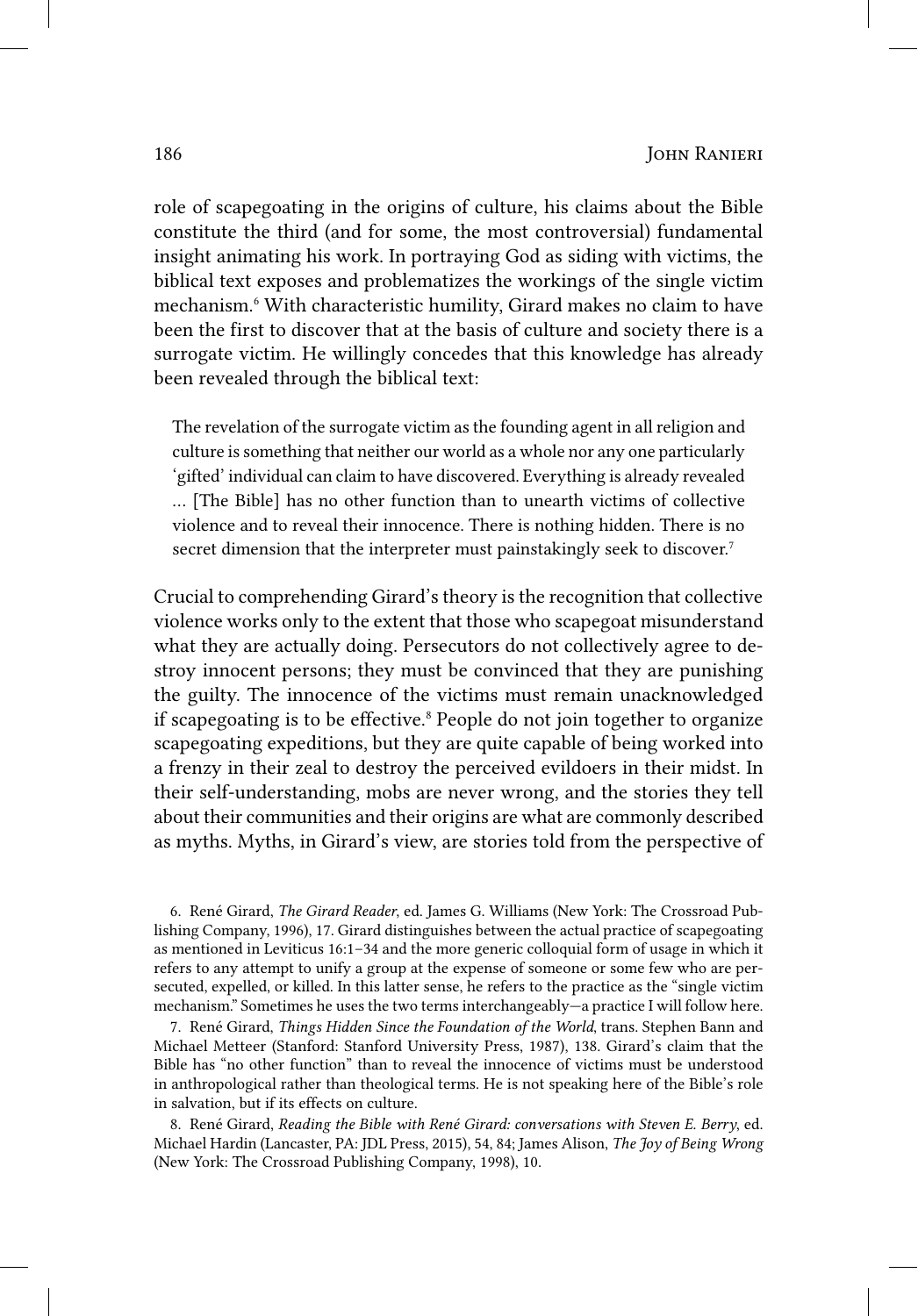role of scapegoating in the origins of culture, his claims about the Bible constitute the third (and for some, the most controversial) fundamental insight animating his work. In portraying God as siding with victims, the biblical text exposes and problematizes the workings of the single victim mechanism.[6] With characteristic humility, Girard makes no claim to have been the first to discover that at the basis of culture and society there is a surrogate victim. He willingly concedes that this knowledge has already been revealed through the biblical text:

> The revelation of the surrogate victim as the founding agent in all religion and culture is something that neither our world as a whole nor any one particularly 'gifted' individual can claim to have discovered. Everything is already revealed ... [The Bible] has no other function than to unearth victims of collective violence and to reveal their innocence. There is nothing hidden. There is no secret dimension that the interpreter must painstakingly seek to discover.[7]

Crucial to comprehending Girard's theory is the recognition that collective violence works only to the extent that those who scapegoat misunderstand what they are actually doing. Persecutors do not collectively agree to destroy innocent persons; they must be convinced that they are punishing the guilty. The innocence of the victims must remain unacknowledged if scapegoating is to be effective.[8] People do not join together to organize scapegoating expeditions, but they are quite capable of being worked into a frenzy in their zeal to destroy the perceived evildoers in their midst. In their self-understanding, mobs are never wrong, and the stories they tell about their communities and their origins are what are commonly described as myths. Myths, in Girard's view, are stories told from the perspective of

6. René Girard, *The Girard Reader*, ed. James G. Williams (New York: The Crossroad Publishing Company, 1996), 17. Girard distinguishes between the actual practice of scapegoating as mentioned in Leviticus 16:1–34 and the more generic colloquial form of usage in which it refers to any attempt to unify a group at the expense of someone or some few who are persecuted, expelled, or killed. In this latter sense, he refers to the practice as the "single victim mechanism." Sometimes he uses the two terms interchangeably—a practice I will follow here.

7. René Girard, *Things Hidden Since the Foundation of the World*, trans. Stephen Bann and Michael Metteer (Stanford: Stanford University Press, 1987), 138. Girard's claim that the Bible has "no other function" than to reveal the innocence of victims must be understood in anthropological rather than theological terms. He is not speaking here of the Bible's role in salvation, but if its effects on culture.

8. René Girard, *Reading the Bible with René Girard: conversations with Steven E. Berry*, ed. Michael Hardin (Lancaster, PA: JDL Press, 2015), 54, 84; James Alison, *The Joy of Being Wrong* (New York: The Crossroad Publishing Company, 1998), 10.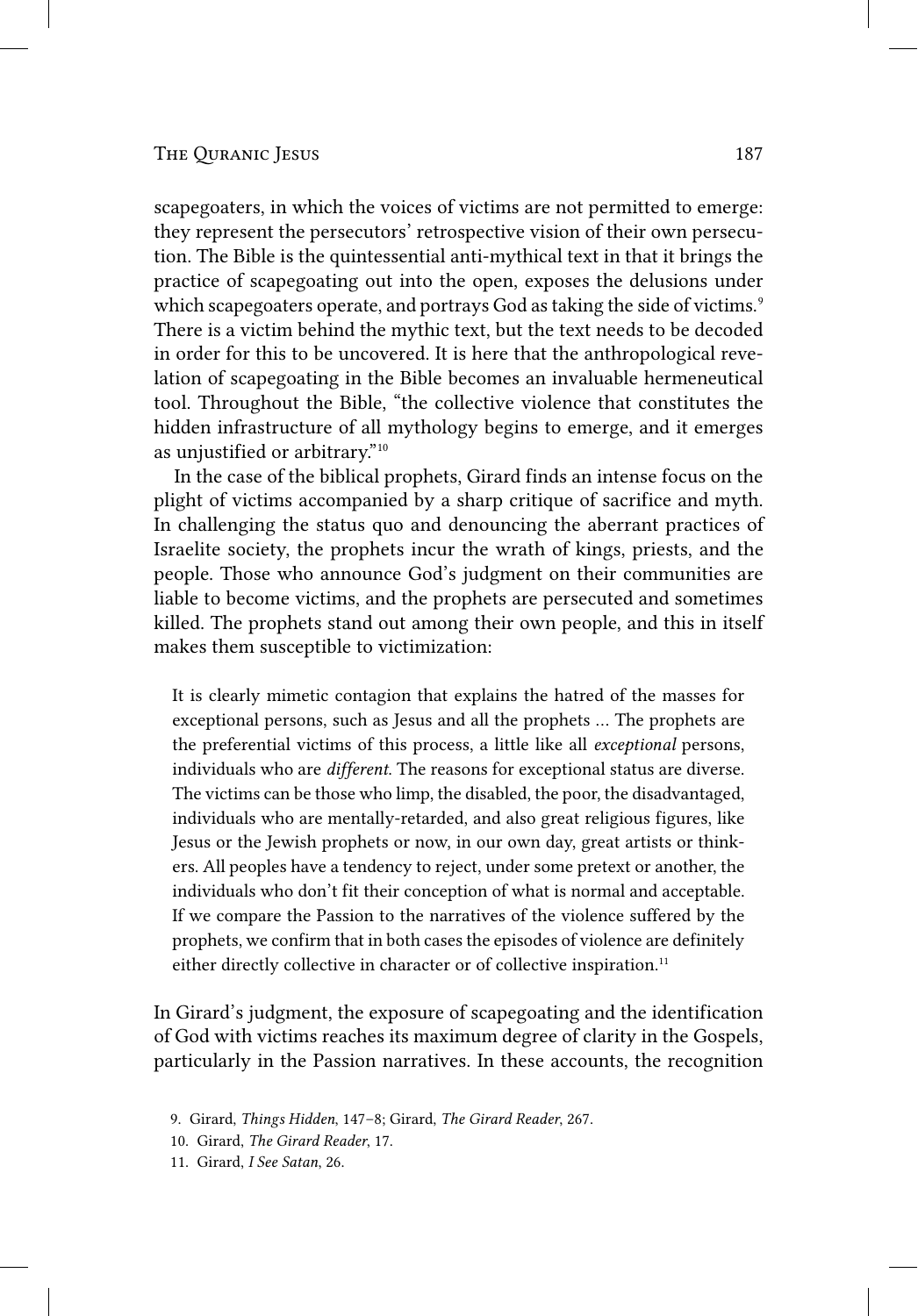scapegoaters, in which the voices of victims are not permitted to emerge: they represent the persecutors' retrospective vision of their own persecution. The Bible is the quintessential anti-mythical text in that it brings the practice of scapegoating out into the open, exposes the delusions under which scapegoaters operate, and portrays God as taking the side of victims.[9] There is a victim behind the mythic text, but the text needs to be decoded in order for this to be uncovered. It is here that the anthropological revelation of scapegoating in the Bible becomes an invaluable hermeneutical tool. Throughout the Bible, "the collective violence that constitutes the hidden infrastructure of all mythology begins to emerge, and it emerges as unjustified or arbitrary."[10]

In the case of the biblical prophets, Girard finds an intense focus on the plight of victims accompanied by a sharp critique of sacrifice and myth. In challenging the status quo and denouncing the aberrant practices of Israelite society, the prophets incur the wrath of kings, priests, and the people. Those who announce God's judgment on their communities are liable to become victims, and the prophets are persecuted and sometimes killed. The prophets stand out among their own people, and this in itself makes them susceptible to victimization:

> It is clearly mimetic contagion that explains the hatred of the masses for exceptional persons, such as Jesus and all the prophets ... The prophets are the preferential victims of this process, a little like all *exceptional* persons, individuals who are *different*. The reasons for exceptional status are diverse. The victims can be those who limp, the disabled, the poor, the disadvantaged, individuals who are mentally-retarded, and also great religious figures, like Jesus or the Jewish prophets or now, in our own day, great artists or thinkers. All peoples have a tendency to reject, under some pretext or another, the individuals who don't fit their conception of what is normal and acceptable. If we compare the Passion to the narratives of the violence suffered by the prophets, we confirm that in both cases the episodes of violence are definitely either directly collective in character or of collective inspiration.[11]

In Girard's judgment, the exposure of scapegoating and the identification of God with victims reaches its maximum degree of clarity in the Gospels, particularly in the Passion narratives. In these accounts, the recognition

9. Girard, *Things Hidden*, 147–8; Girard, *The Girard Reader*, 267.

10. Girard, *The Girard Reader*, 17.

11. Girard, *I See Satan*, 26.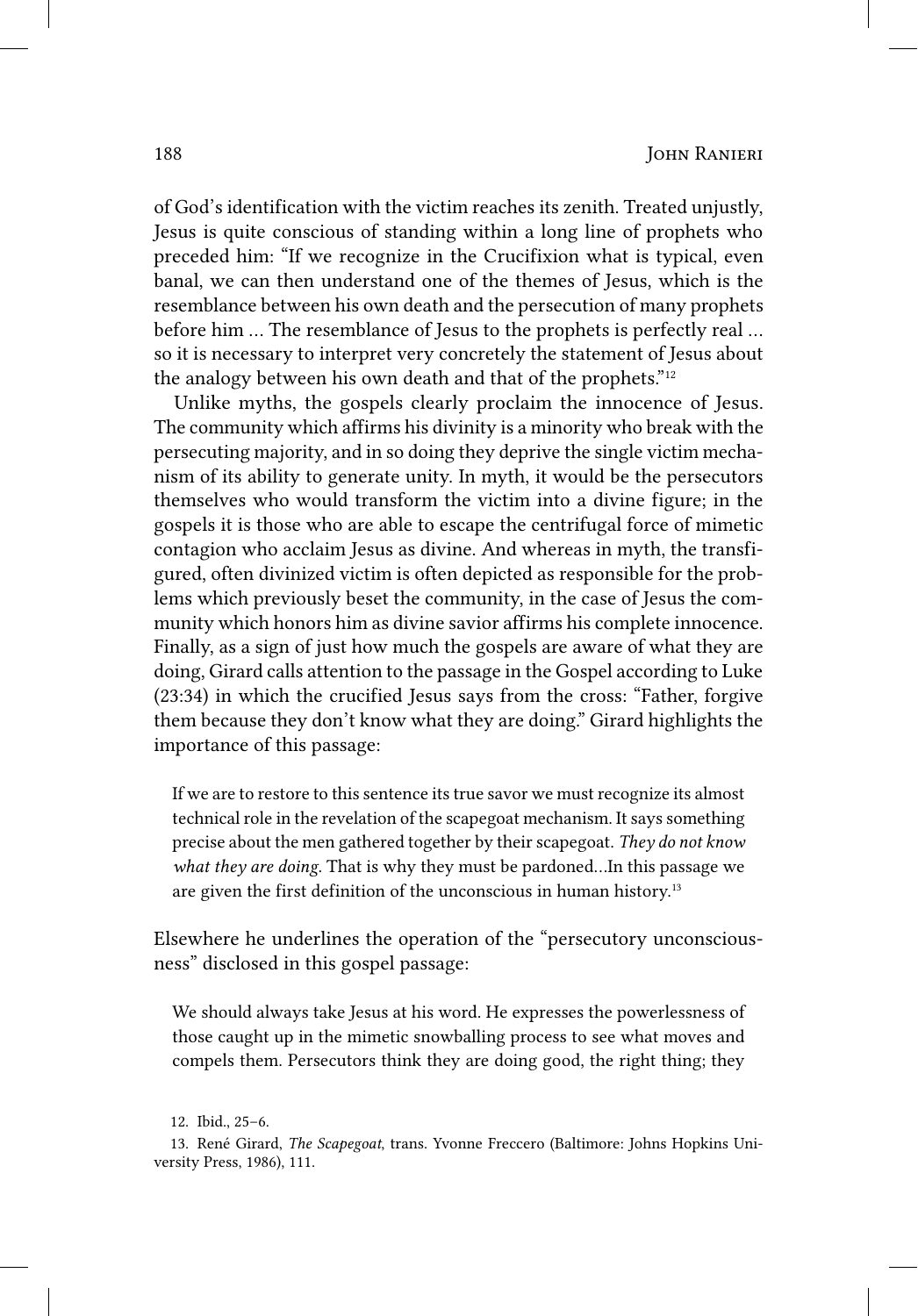of God's identification with the victim reaches its zenith. Treated unjustly, Jesus is quite conscious of standing within a long line of prophets who preceded him: "If we recognize in the Crucifixion what is typical, even banal, we can then understand one of the themes of Jesus, which is the resemblance between his own death and the persecution of many prophets before him ... The resemblance of Jesus to the prophets is perfectly real ... so it is necessary to interpret very concretely the statement of Jesus about the analogy between his own death and that of the prophets."[12]

Unlike myths, the gospels clearly proclaim the innocence of Jesus. The community which affirms his divinity is a minority who break with the persecuting majority, and in so doing they deprive the single victim mechanism of its ability to generate unity. In myth, it would be the persecutors themselves who would transform the victim into a divine figure; in the gospels it is those who are able to escape the centrifugal force of mimetic contagion who acclaim Jesus as divine. And whereas in myth, the transfigured, often divinized victim is often depicted as responsible for the problems which previously beset the community, in the case of Jesus the community which honors him as divine savior affirms his complete innocence. Finally, as a sign of just how much the gospels are aware of what they are doing, Girard calls attention to the passage in the Gospel according to Luke (23:34) in which the crucified Jesus says from the cross: "Father, forgive them because they don't know what they are doing." Girard highlights the importance of this passage:

> If we are to restore to this sentence its true savor we must recognize its almost technical role in the revelation of the scapegoat mechanism. It says something precise about the men gathered together by their scapegoat. *They do not know what they are doing*. That is why they must be pardoned...In this passage we are given the first definition of the unconscious in human history.[13]

Elsewhere he underlines the operation of the "persecutory unconsciousness" disclosed in this gospel passage:

> We should always take Jesus at his word. He expresses the powerlessness of those caught up in the mimetic snowballing process to see what moves and compels them. Persecutors think they are doing good, the right thing; they

12. Ibid., 25–6.

13. René Girard, *The Scapegoat*, trans. Yvonne Freccero (Baltimore: Johns Hopkins University Press, 1986), 111.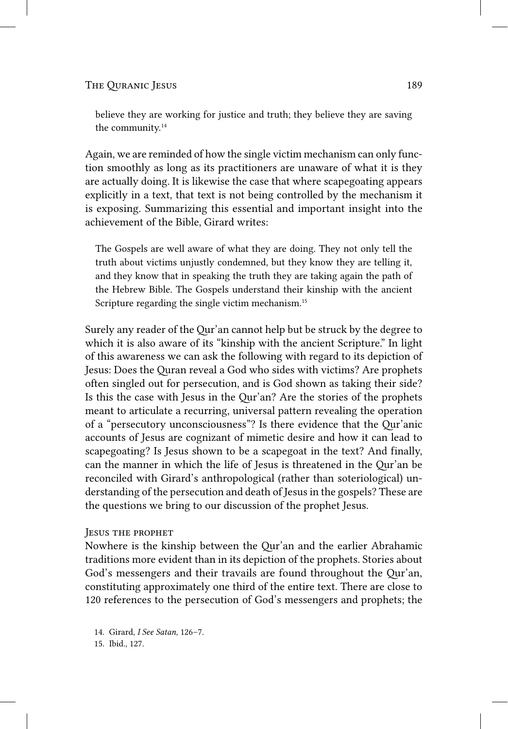> believe they are working for justice and truth; they believe they are saving the community.[14]

Again, we are reminded of how the single victim mechanism can only function smoothly as long as its practitioners are unaware of what it is they are actually doing. It is likewise the case that where scapegoating appears explicitly in a text, that text is not being controlled by the mechanism it is exposing. Summarizing this essential and important insight into the achievement of the Bible, Girard writes:

> The Gospels are well aware of what they are doing. They not only tell the truth about victims unjustly condemned, but they know they are telling it, and they know that in speaking the truth they are taking again the path of the Hebrew Bible. The Gospels understand their kinship with the ancient Scripture regarding the single victim mechanism.[15]

Surely any reader of the Qur'an cannot help but be struck by the degree to which it is also aware of its "kinship with the ancient Scripture." In light of this awareness we can ask the following with regard to its depiction of Jesus: Does the Quran reveal a God who sides with victims? Are prophets often singled out for persecution, and is God shown as taking their side? Is this the case with Jesus in the Qur'an? Are the stories of the prophets meant to articulate a recurring, universal pattern revealing the operation of a "persecutory unconsciousness"? Is there evidence that the Qur'anic accounts of Jesus are cognizant of mimetic desire and how it can lead to scapegoating? Is Jesus shown to be a scapegoat in the text? And finally, can the manner in which the life of Jesus is threatened in the Qur'an be reconciled with Girard's anthropological (rather than soteriological) understanding of the persecution and death of Jesus in the gospels? These are the questions we bring to our discussion of the prophet Jesus.

### Jesus the prophet

Nowhere is the kinship between the Qur'an and the earlier Abrahamic traditions more evident than in its depiction of the prophets. Stories about God's messengers and their travails are found throughout the Qur'an, constituting approximately one third of the entire text. There are close to 120 references to the persecution of God's messengers and prophets; the

14. Girard, *I See Satan*, 126–7.

15. Ibid., 127.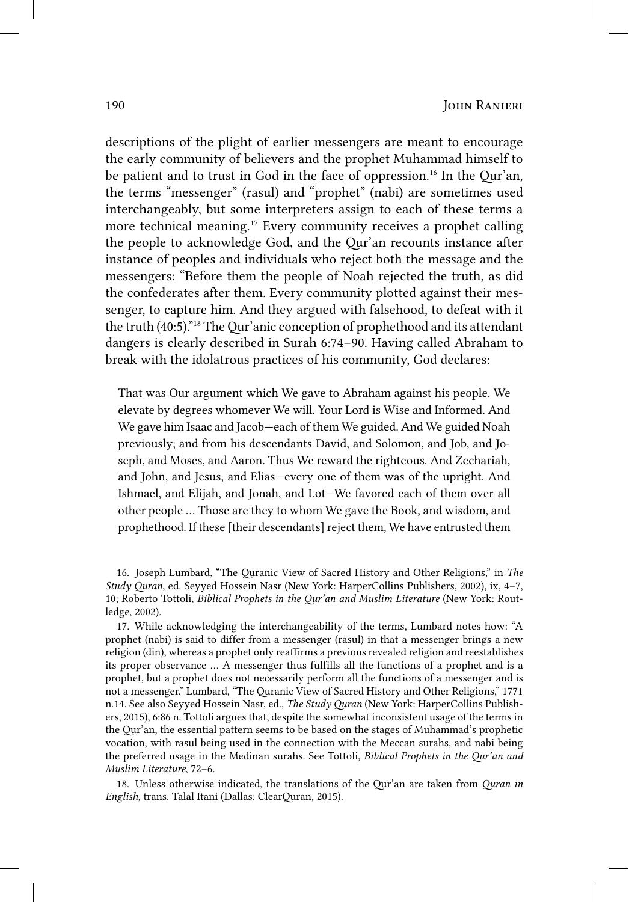descriptions of the plight of earlier messengers are meant to encourage the early community of believers and the prophet Muhammad himself to be patient and to trust in God in the face of oppression.[16] In the Qur'an, the terms "messenger" (rasul) and "prophet" (nabi) are sometimes used interchangeably, but some interpreters assign to each of these terms a more technical meaning.[17] Every community receives a prophet calling the people to acknowledge God, and the Qur'an recounts instance after instance of peoples and individuals who reject both the message and the messengers: "Before them the people of Noah rejected the truth, as did the confederates after them. Every community plotted against their messenger, to capture him. And they argued with falsehood, to defeat with it the truth (40:5)."[18] The Qur'anic conception of prophethood and its attendant dangers is clearly described in Surah 6:74–90. Having called Abraham to break with the idolatrous practices of his community, God declares:

> That was Our argument which We gave to Abraham against his people. We elevate by degrees whomever We will. Your Lord is Wise and Informed. And We gave him Isaac and Jacob—each of them We guided. And We guided Noah previously; and from his descendants David, and Solomon, and Job, and Joseph, and Moses, and Aaron. Thus We reward the righteous. And Zechariah, and John, and Jesus, and Elias—every one of them was of the upright. And Ishmael, and Elijah, and Jonah, and Lot—We favored each of them over all other people … Those are they to whom We gave the Book, and wisdom, and prophethood. If these [their descendants] reject them, We have entrusted them

16. Joseph Lumbard, "The Quranic View of Sacred History and Other Religions," in *The Study Quran*, ed. Seyyed Hossein Nasr (New York: HarperCollins Publishers, 2002), ix, 4–7, 10; Roberto Tottoli, *Biblical Prophets in the Qur'an and Muslim Literature* (New York: Routledge, 2002).

17. While acknowledging the interchangeability of the terms, Lumbard notes how: "A prophet (nabi) is said to differ from a messenger (rasul) in that a messenger brings a new religion (din), whereas a prophet only reaffirms a previous revealed religion and reestablishes its proper observance … A messenger thus fulfills all the functions of a prophet and is a prophet, but a prophet does not necessarily perform all the functions of a messenger and is not a messenger." Lumbard, "The Quranic View of Sacred History and Other Religions," 1771 n.14. See also Seyyed Hossein Nasr, ed., *The Study Quran* (New York: HarperCollins Publishers, 2015), 6:86 n. Tottoli argues that, despite the somewhat inconsistent usage of the terms in the Qur'an, the essential pattern seems to be based on the stages of Muhammad's prophetic vocation, with rasul being used in the connection with the Meccan surahs, and nabi being the preferred usage in the Medinan surahs. See Tottoli, *Biblical Prophets in the Qur'an and Muslim Literature*, 72–6.

18. Unless otherwise indicated, the translations of the Qur'an are taken from *Quran in English*, trans. Talal Itani (Dallas: ClearQuran, 2015).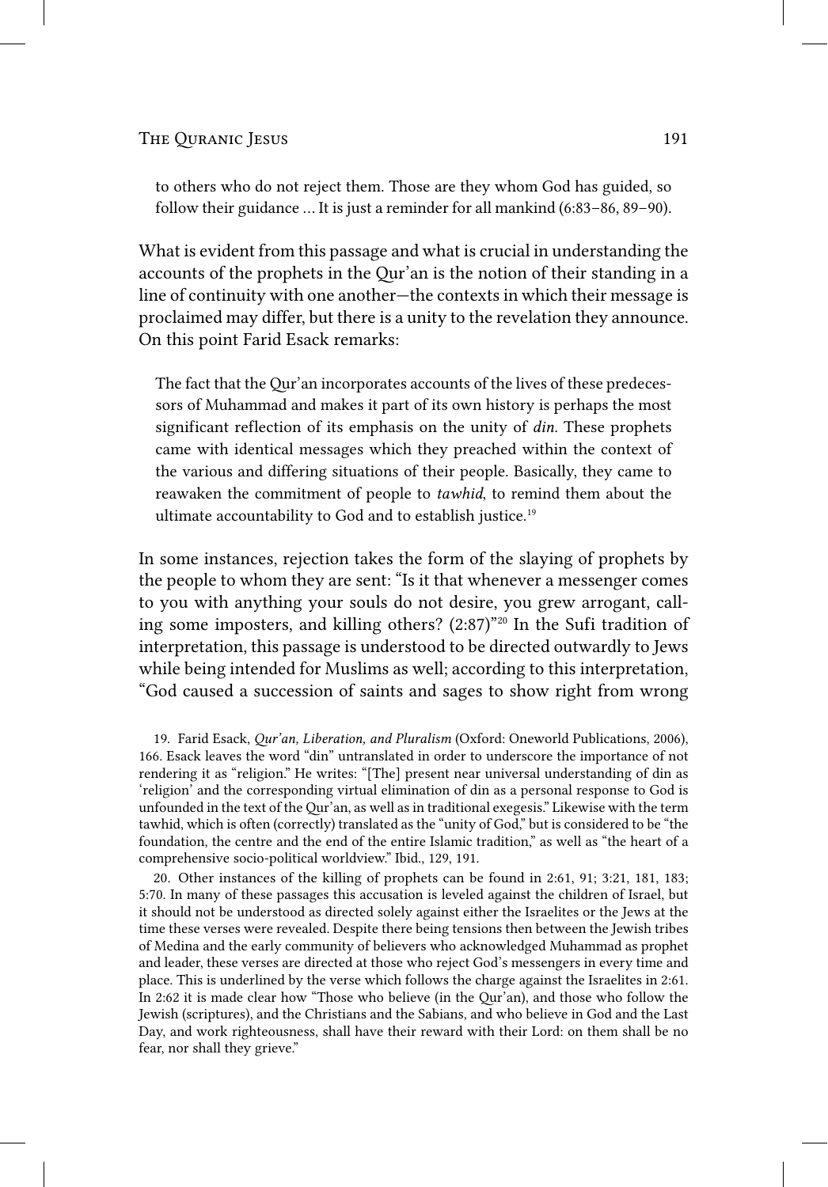> to others who do not reject them. Those are they whom God has guided, so follow their guidance … It is just a reminder for all mankind (6:83–86, 89–90).

What is evident from this passage and what is crucial in understanding the accounts of the prophets in the Qur'an is the notion of their standing in a line of continuity with one another—the contexts in which their message is proclaimed may differ, but there is a unity to the revelation they announce. On this point Farid Esack remarks:

> The fact that the Qur'an incorporates accounts of the lives of these predecessors of Muhammad and makes it part of its own history is perhaps the most significant reflection of its emphasis on the unity of *din*. These prophets came with identical messages which they preached within the context of the various and differing situations of their people. Basically, they came to reawaken the commitment of people to *tawhid*, to remind them about the ultimate accountability to God and to establish justice.[19]

In some instances, rejection takes the form of the slaying of prophets by the people to whom they are sent: "Is it that whenever a messenger comes to you with anything your souls do not desire, you grew arrogant, calling some imposters, and killing others? (2:87)"[20] In the Sufi tradition of interpretation, this passage is understood to be directed outwardly to Jews while being intended for Muslims as well; according to this interpretation, "God caused a succession of saints and sages to show right from wrong

---

19. Farid Esack, *Qur'an, Liberation, and Pluralism* (Oxford: Oneworld Publications, 2006), 166. Esack leaves the word "din" untranslated in order to underscore the importance of not rendering it as "religion." He writes: "[The] present near universal understanding of din as 'religion' and the corresponding virtual elimination of din as a personal response to God is unfounded in the text of the Qur'an, as well as in traditional exegesis." Likewise with the term tawhid, which is often (correctly) translated as the "unity of God," but is considered to be "the foundation, the centre and the end of the entire Islamic tradition," as well as "the heart of a comprehensive socio-political worldview." Ibid., 129, 191.

20. Other instances of the killing of prophets can be found in 2:61, 91; 3:21, 181, 183; 5:70. In many of these passages this accusation is leveled against the children of Israel, but it should not be understood as directed solely against either the Israelites or the Jews at the time these verses were revealed. Despite there being tensions then between the Jewish tribes of Medina and the early community of believers who acknowledged Muhammad as prophet and leader, these verses are directed at those who reject God's messengers in every time and place. This is underlined by the verse which follows the charge against the Israelites in 2:61. In 2:62 it is made clear how "Those who believe (in the Qur'an), and those who follow the Jewish (scriptures), and the Christians and the Sabians, and who believe in God and the Last Day, and work righteousness, shall have their reward with their Lord: on them shall be no fear, nor shall they grieve."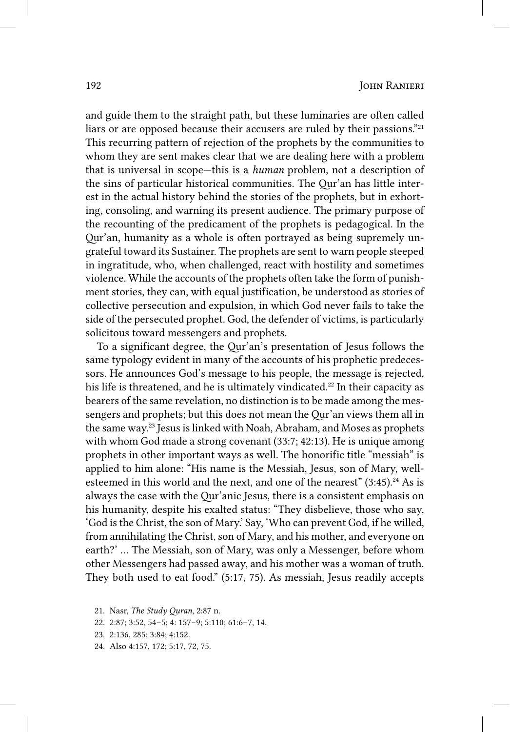and guide them to the straight path, but these luminaries are often called liars or are opposed because their accusers are ruled by their passions."[21] This recurring pattern of rejection of the prophets by the communities to whom they are sent makes clear that we are dealing here with a problem that is universal in scope—this is a *human* problem, not a description of the sins of particular historical communities. The Qur'an has little interest in the actual history behind the stories of the prophets, but in exhorting, consoling, and warning its present audience. The primary purpose of the recounting of the predicament of the prophets is pedagogical. In the Qur'an, humanity as a whole is often portrayed as being supremely ungrateful toward its Sustainer. The prophets are sent to warn people steeped in ingratitude, who, when challenged, react with hostility and sometimes violence. While the accounts of the prophets often take the form of punishment stories, they can, with equal justification, be understood as stories of collective persecution and expulsion, in which God never fails to take the side of the persecuted prophet. God, the defender of victims, is particularly solicitous toward messengers and prophets.

To a significant degree, the Qur'an's presentation of Jesus follows the same typology evident in many of the accounts of his prophetic predecessors. He announces God's message to his people, the message is rejected, his life is threatened, and he is ultimately vindicated.[22] In their capacity as bearers of the same revelation, no distinction is to be made among the messengers and prophets; but this does not mean the Qur'an views them all in the same way.[23] Jesus is linked with Noah, Abraham, and Moses as prophets with whom God made a strong covenant (33:7; 42:13). He is unique among prophets in other important ways as well. The honorific title "messiah" is applied to him alone: "His name is the Messiah, Jesus, son of Mary, well-esteemed in this world and the next, and one of the nearest" (3:45).[24] As is always the case with the Qur'anic Jesus, there is a consistent emphasis on his humanity, despite his exalted status: "They disbelieve, those who say, 'God is the Christ, the son of Mary.' Say, 'Who can prevent God, if he willed, from annihilating the Christ, son of Mary, and his mother, and everyone on earth?' … The Messiah, son of Mary, was only a Messenger, before whom other Messengers had passed away, and his mother was a woman of truth. They both used to eat food." (5:17, 75). As messiah, Jesus readily accepts

21. Nasr, *The Study Quran*, 2:87 n.

22. 2:87; 3:52, 54–5; 4: 157–9; 5:110; 61:6–7, 14.

23. 2:136, 285; 3:84; 4:152.

24. Also 4:157, 172; 5:17, 72, 75.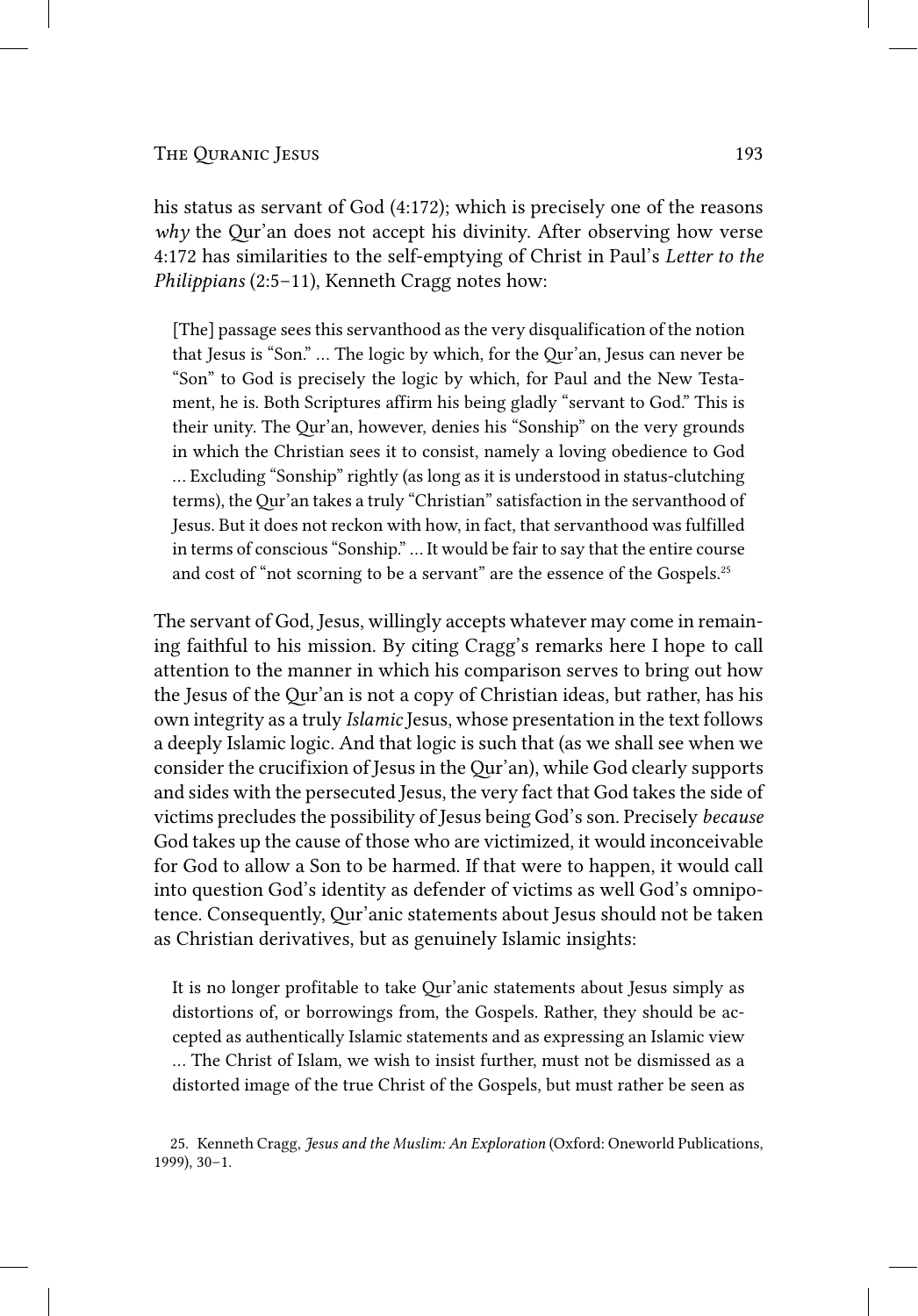his status as servant of God (4:172); which is precisely one of the reasons *why* the Qur'an does not accept his divinity. After observing how verse 4:172 has similarities to the self-emptying of Christ in Paul's *Letter to the Philippians* (2:5–11), Kenneth Cragg notes how:

> [The] passage sees this servanthood as the very disqualification of the notion that Jesus is "Son." ... The logic by which, for the Qur'an, Jesus can never be "Son" to God is precisely the logic by which, for Paul and the New Testament, he is. Both Scriptures affirm his being gladly "servant to God." This is their unity. The Qur'an, however, denies his "Sonship" on the very grounds in which the Christian sees it to consist, namely a loving obedience to God ... Excluding "Sonship" rightly (as long as it is understood in status-clutching terms), the Qur'an takes a truly "Christian" satisfaction in the servanthood of Jesus. But it does not reckon with how, in fact, that servanthood was fulfilled in terms of conscious "Sonship." ... It would be fair to say that the entire course and cost of "not scorning to be a servant" are the essence of the Gospels.[25]

The servant of God, Jesus, willingly accepts whatever may come in remaining faithful to his mission. By citing Cragg's remarks here I hope to call attention to the manner in which his comparison serves to bring out how the Jesus of the Qur'an is not a copy of Christian ideas, but rather, has his own integrity as a truly *Islamic* Jesus, whose presentation in the text follows a deeply Islamic logic. And that logic is such that (as we shall see when we consider the crucifixion of Jesus in the Qur'an), while God clearly supports and sides with the persecuted Jesus, the very fact that God takes the side of victims precludes the possibility of Jesus being God's son. Precisely *because* God takes up the cause of those who are victimized, it would inconceivable for God to allow a Son to be harmed. If that were to happen, it would call into question God's identity as defender of victims as well God's omnipotence. Consequently, Qur'anic statements about Jesus should not be taken as Christian derivatives, but as genuinely Islamic insights:

> It is no longer profitable to take Qur'anic statements about Jesus simply as distortions of, or borrowings from, the Gospels. Rather, they should be accepted as authentically Islamic statements and as expressing an Islamic view ... The Christ of Islam, we wish to insist further, must not be dismissed as a distorted image of the true Christ of the Gospels, but must rather be seen as

25. Kenneth Cragg, *Jesus and the Muslim: An Exploration* (Oxford: Oneworld Publications, 1999), 30–1.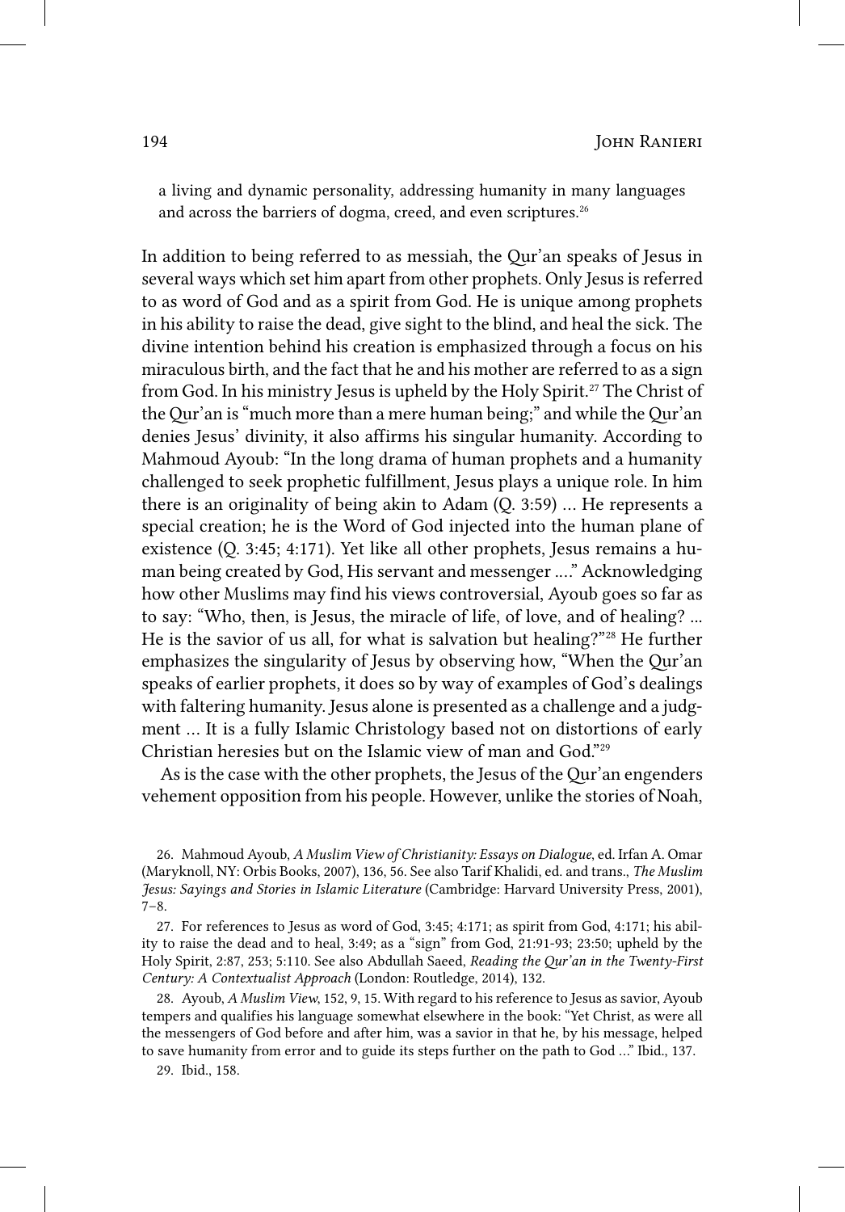a living and dynamic personality, addressing humanity in many languages and across the barriers of dogma, creed, and even scriptures.[26]

In addition to being referred to as messiah, the Qur'an speaks of Jesus in several ways which set him apart from other prophets. Only Jesus is referred to as word of God and as a spirit from God. He is unique among prophets in his ability to raise the dead, give sight to the blind, and heal the sick. The divine intention behind his creation is emphasized through a focus on his miraculous birth, and the fact that he and his mother are referred to as a sign from God. In his ministry Jesus is upheld by the Holy Spirit.[27] The Christ of the Qur'an is "much more than a mere human being;" and while the Qur'an denies Jesus' divinity, it also affirms his singular humanity. According to Mahmoud Ayoub: "In the long drama of human prophets and a humanity challenged to seek prophetic fulfillment, Jesus plays a unique role. In him there is an originality of being akin to Adam (Q. 3:59) ... He represents a special creation; he is the Word of God injected into the human plane of existence (Q. 3:45; 4:171). Yet like all other prophets, Jesus remains a human being created by God, His servant and messenger ...." Acknowledging how other Muslims may find his views controversial, Ayoub goes so far as to say: "Who, then, is Jesus, the miracle of life, of love, and of healing? ... He is the savior of us all, for what is salvation but healing?"[28] He further emphasizes the singularity of Jesus by observing how, "When the Qur'an speaks of earlier prophets, it does so by way of examples of God's dealings with faltering humanity. Jesus alone is presented as a challenge and a judgment ... It is a fully Islamic Christology based not on distortions of early Christian heresies but on the Islamic view of man and God."[29]

As is the case with the other prophets, the Jesus of the Qur'an engenders vehement opposition from his people. However, unlike the stories of Noah,

26. Mahmoud Ayoub, *A Muslim View of Christianity: Essays on Dialogue*, ed. Irfan A. Omar (Maryknoll, NY: Orbis Books, 2007), 136, 56. See also Tarif Khalidi, ed. and trans., *The Muslim Jesus: Sayings and Stories in Islamic Literature* (Cambridge: Harvard University Press, 2001), 7–8.

27. For references to Jesus as word of God, 3:45; 4:171; as spirit from God, 4:171; his ability to raise the dead and to heal, 3:49; as a "sign" from God, 21:91-93; 23:50; upheld by the Holy Spirit, 2:87, 253; 5:110. See also Abdullah Saeed, *Reading the Qur'an in the Twenty-First Century: A Contextualist Approach* (London: Routledge, 2014), 132.

28. Ayoub, *A Muslim View*, 152, 9, 15. With regard to his reference to Jesus as savior, Ayoub tempers and qualifies his language somewhat elsewhere in the book: "Yet Christ, as were all the messengers of God before and after him, was a savior in that he, by his message, helped to save humanity from error and to guide its steps further on the path to God ..." Ibid., 137.

29. Ibid., 158.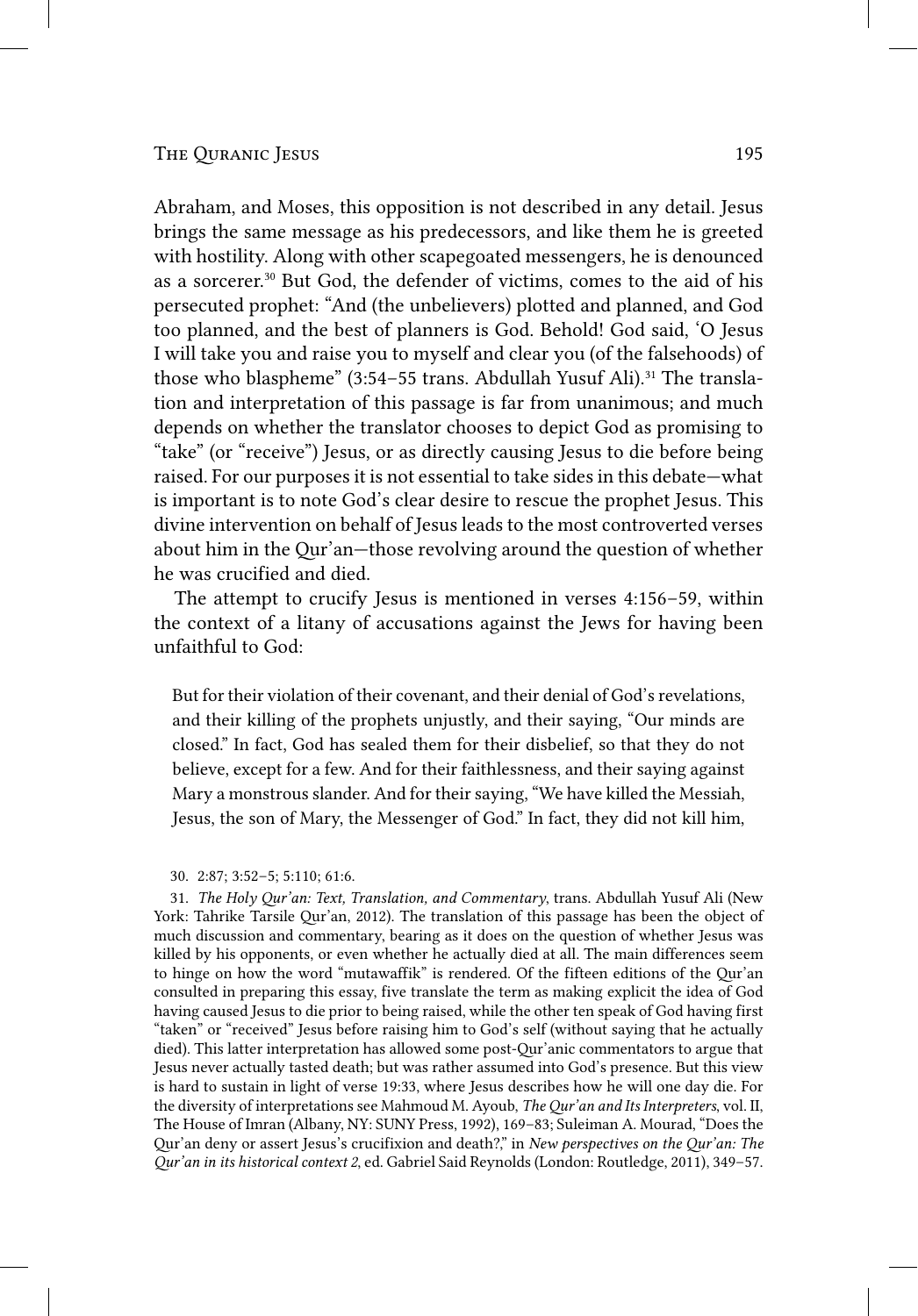Abraham, and Moses, this opposition is not described in any detail. Jesus brings the same message as his predecessors, and like them he is greeted with hostility. Along with other scapegoated messengers, he is denounced as a sorcerer.[30] But God, the defender of victims, comes to the aid of his persecuted prophet: "And (the unbelievers) plotted and planned, and God too planned, and the best of planners is God. Behold! God said, 'O Jesus I will take you and raise you to myself and clear you (of the falsehoods) of those who blaspheme" (3:54–55 trans. Abdullah Yusuf Ali).[31] The translation and interpretation of this passage is far from unanimous; and much depends on whether the translator chooses to depict God as promising to "take" (or "receive") Jesus, or as directly causing Jesus to die before being raised. For our purposes it is not essential to take sides in this debate—what is important is to note God's clear desire to rescue the prophet Jesus. This divine intervention on behalf of Jesus leads to the most controverted verses about him in the Qur'an—those revolving around the question of whether he was crucified and died.

The attempt to crucify Jesus is mentioned in verses 4:156–59, within the context of a litany of accusations against the Jews for having been unfaithful to God:

> But for their violation of their covenant, and their denial of God's revelations, and their killing of the prophets unjustly, and their saying, "Our minds are closed." In fact, God has sealed them for their disbelief, so that they do not believe, except for a few. And for their faithlessness, and their saying against Mary a monstrous slander. And for their saying, "We have killed the Messiah, Jesus, the son of Mary, the Messenger of God." In fact, they did not kill him,

30. 2:87; 3:52–5; 5:110; 61:6.

31. *The Holy Qur'an: Text, Translation, and Commentary*, trans. Abdullah Yusuf Ali (New York: Tahrike Tarsile Qur'an, 2012). The translation of this passage has been the object of much discussion and commentary, bearing as it does on the question of whether Jesus was killed by his opponents, or even whether he actually died at all. The main differences seem to hinge on how the word "mutawaffik" is rendered. Of the fifteen editions of the Qur'an consulted in preparing this essay, five translate the term as making explicit the idea of God having caused Jesus to die prior to being raised, while the other ten speak of God having first "taken" or "received" Jesus before raising him to God's self (without saying that he actually died). This latter interpretation has allowed some post-Qur'anic commentators to argue that Jesus never actually tasted death; but was rather assumed into God's presence. But this view is hard to sustain in light of verse 19:33, where Jesus describes how he will one day die. For the diversity of interpretations see Mahmoud M. Ayoub, *The Qur'an and Its Interpreters*, vol. II, The House of Imran (Albany, NY: SUNY Press, 1992), 169–83; Suleiman A. Mourad, "Does the Qur'an deny or assert Jesus's crucifixion and death?," in *New perspectives on the Qur'an: The Qur'an in its historical context 2*, ed. Gabriel Said Reynolds (London: Routledge, 2011), 349–57.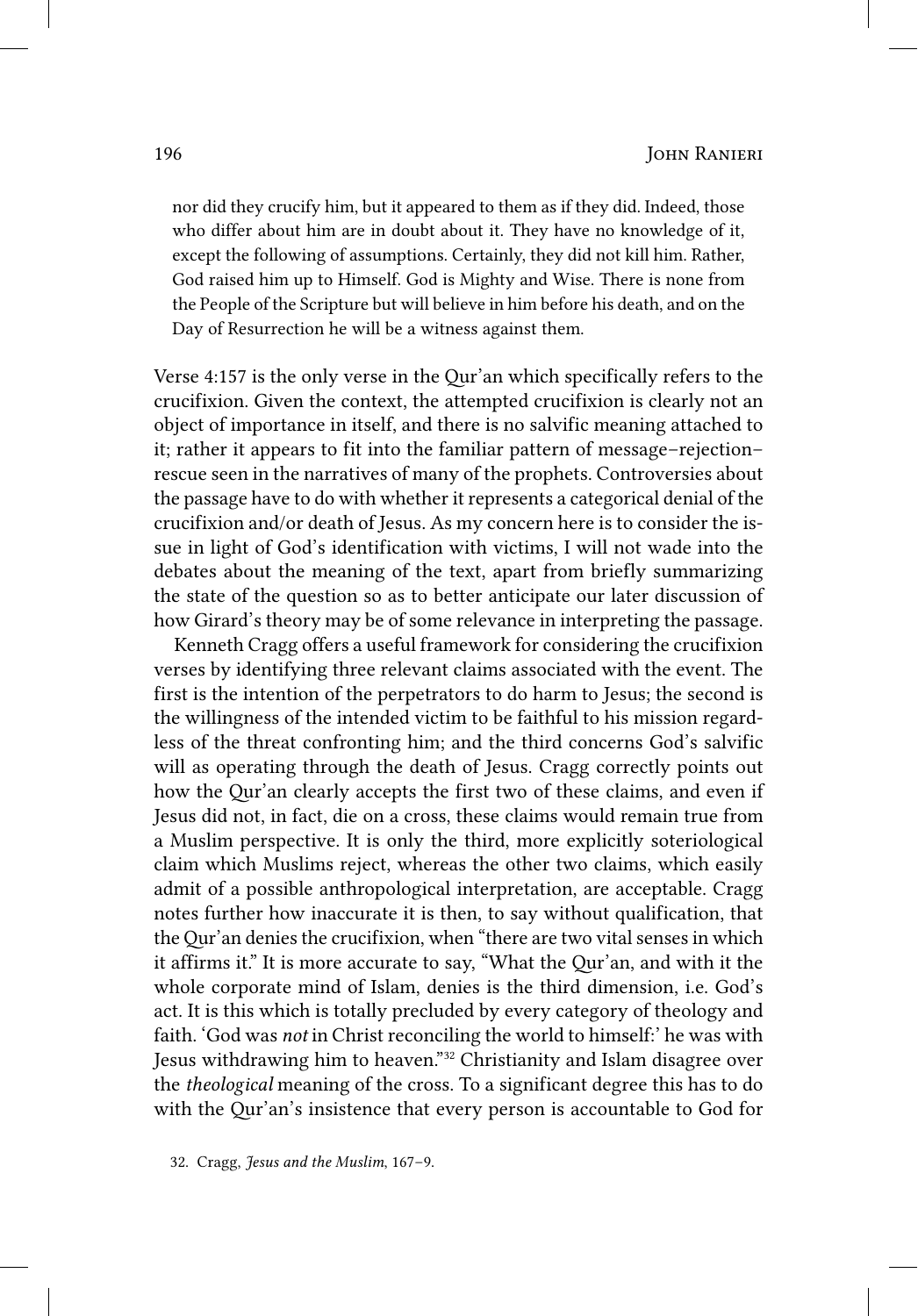> nor did they crucify him, but it appeared to them as if they did. Indeed, those who differ about him are in doubt about it. They have no knowledge of it, except the following of assumptions. Certainly, they did not kill him. Rather, God raised him up to Himself. God is Mighty and Wise. There is none from the People of the Scripture but will believe in him before his death, and on the Day of Resurrection he will be a witness against them.

Verse 4:157 is the only verse in the Qur'an which specifically refers to the crucifixion. Given the context, the attempted crucifixion is clearly not an object of importance in itself, and there is no salvific meaning attached to it; rather it appears to fit into the familiar pattern of message–rejection–rescue seen in the narratives of many of the prophets. Controversies about the passage have to do with whether it represents a categorical denial of the crucifixion and/or death of Jesus. As my concern here is to consider the issue in light of God's identification with victims, I will not wade into the debates about the meaning of the text, apart from briefly summarizing the state of the question so as to better anticipate our later discussion of how Girard's theory may be of some relevance in interpreting the passage.

Kenneth Cragg offers a useful framework for considering the crucifixion verses by identifying three relevant claims associated with the event. The first is the intention of the perpetrators to do harm to Jesus; the second is the willingness of the intended victim to be faithful to his mission regardless of the threat confronting him; and the third concerns God's salvific will as operating through the death of Jesus. Cragg correctly points out how the Qur'an clearly accepts the first two of these claims, and even if Jesus did not, in fact, die on a cross, these claims would remain true from a Muslim perspective. It is only the third, more explicitly soteriological claim which Muslims reject, whereas the other two claims, which easily admit of a possible anthropological interpretation, are acceptable. Cragg notes further how inaccurate it is then, to say without qualification, that the Qur'an denies the crucifixion, when "there are two vital senses in which it affirms it." It is more accurate to say, "What the Qur'an, and with it the whole corporate mind of Islam, denies is the third dimension, i.e. God's act. It is this which is totally precluded by every category of theology and faith. 'God was *not* in Christ reconciling the world to himself:' he was with Jesus withdrawing him to heaven."[32] Christianity and Islam disagree over the *theological* meaning of the cross. To a significant degree this has to do with the Qur'an's insistence that every person is accountable to God for

32. Cragg, *Jesus and the Muslim*, 167–9.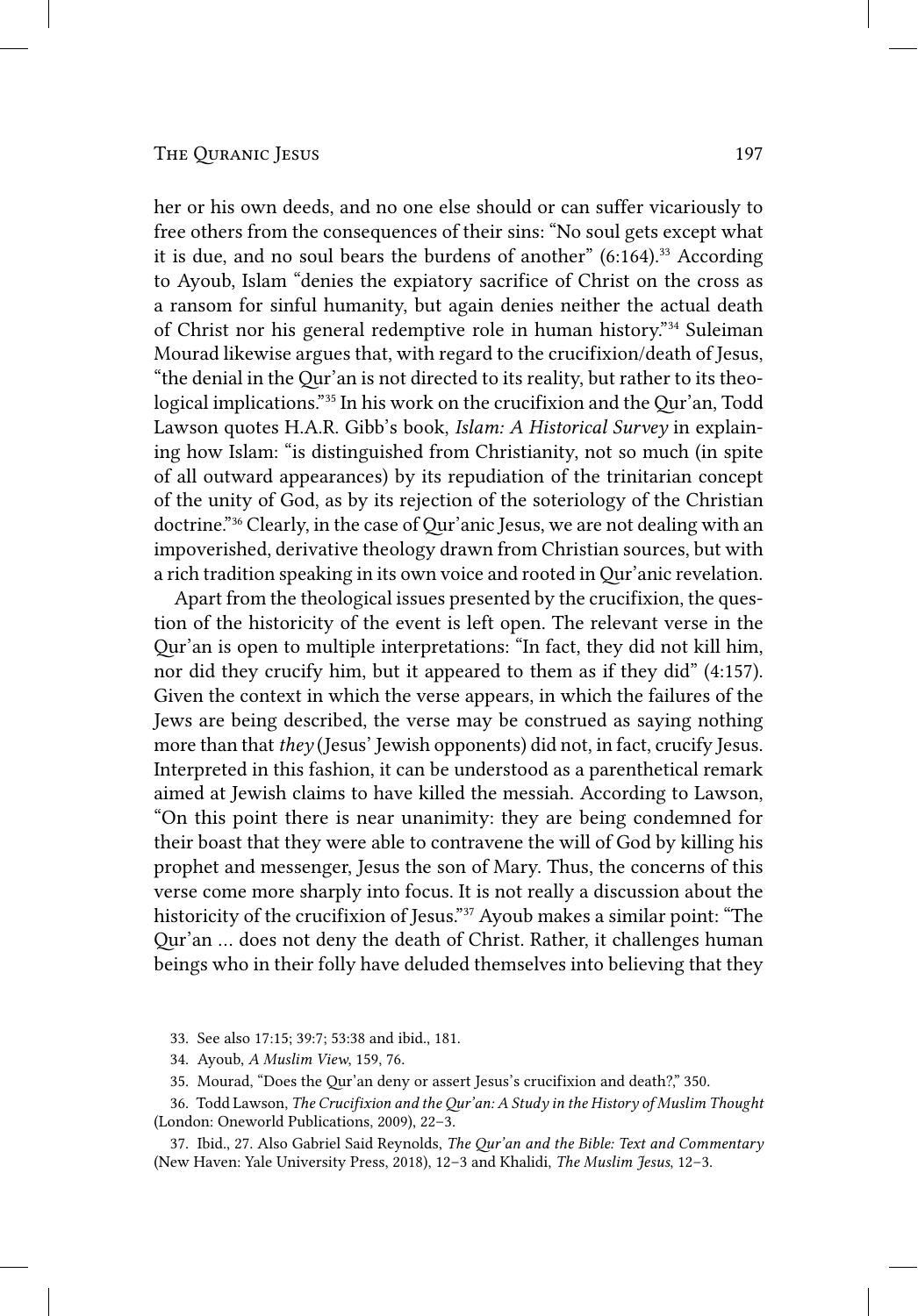her or his own deeds, and no one else should or can suffer vicariously to free others from the consequences of their sins: "No soul gets except what it is due, and no soul bears the burdens of another" (6:164).[33] According to Ayoub, Islam "denies the expiatory sacrifice of Christ on the cross as a ransom for sinful humanity, but again denies neither the actual death of Christ nor his general redemptive role in human history."[34] Suleiman Mourad likewise argues that, with regard to the crucifixion/death of Jesus, "the denial in the Qur'an is not directed to its reality, but rather to its theological implications."[35] In his work on the crucifixion and the Qur'an, Todd Lawson quotes H.A.R. Gibb's book, *Islam: A Historical Survey* in explaining how Islam: "is distinguished from Christianity, not so much (in spite of all outward appearances) by its repudiation of the trinitarian concept of the unity of God, as by its rejection of the soteriology of the Christian doctrine."[36] Clearly, in the case of Qur'anic Jesus, we are not dealing with an impoverished, derivative theology drawn from Christian sources, but with a rich tradition speaking in its own voice and rooted in Qur'anic revelation.

Apart from the theological issues presented by the crucifixion, the question of the historicity of the event is left open. The relevant verse in the Qur'an is open to multiple interpretations: "In fact, they did not kill him, nor did they crucify him, but it appeared to them as if they did" (4:157). Given the context in which the verse appears, in which the failures of the Jews are being described, the verse may be construed as saying nothing more than that *they* (Jesus' Jewish opponents) did not, in fact, crucify Jesus. Interpreted in this fashion, it can be understood as a parenthetical remark aimed at Jewish claims to have killed the messiah. According to Lawson, "On this point there is near unanimity: they are being condemned for their boast that they were able to contravene the will of God by killing his prophet and messenger, Jesus the son of Mary. Thus, the concerns of this verse come more sharply into focus. It is not really a discussion about the historicity of the crucifixion of Jesus."[37] Ayoub makes a similar point: "The Qur'an ... does not deny the death of Christ. Rather, it challenges human beings who in their folly have deluded themselves into believing that they

33. See also 17:15; 39:7; 53:38 and ibid., 181.

34. Ayoub, *A Muslim View*, 159, 76.

35. Mourad, "Does the Qur'an deny or assert Jesus's crucifixion and death?," 350.

36. Todd Lawson, *The Crucifixion and the Qur'an: A Study in the History of Muslim Thought* (London: Oneworld Publications, 2009), 22–3.

37. Ibid., 27. Also Gabriel Said Reynolds, *The Qur'an and the Bible: Text and Commentary* (New Haven: Yale University Press, 2018), 12–3 and Khalidi, *The Muslim Jesus*, 12–3.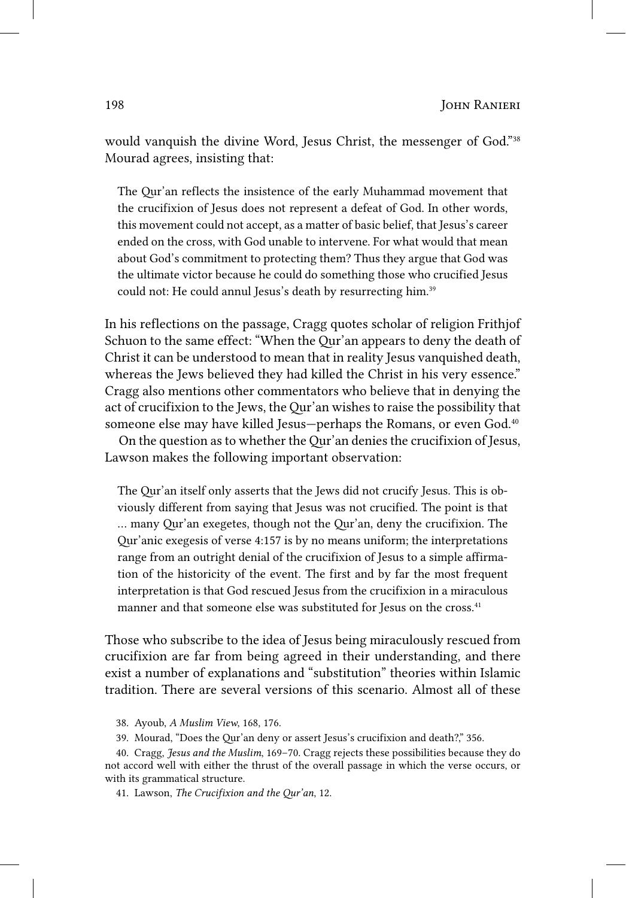would vanquish the divine Word, Jesus Christ, the messenger of God."[38] Mourad agrees, insisting that:

> The Qur'an reflects the insistence of the early Muhammad movement that the crucifixion of Jesus does not represent a defeat of God. In other words, this movement could not accept, as a matter of basic belief, that Jesus's career ended on the cross, with God unable to intervene. For what would that mean about God's commitment to protecting them? Thus they argue that God was the ultimate victor because he could do something those who crucified Jesus could not: He could annul Jesus's death by resurrecting him.[39]

In his reflections on the passage, Cragg quotes scholar of religion Frithjof Schuon to the same effect: "When the Qur'an appears to deny the death of Christ it can be understood to mean that in reality Jesus vanquished death, whereas the Jews believed they had killed the Christ in his very essence." Cragg also mentions other commentators who believe that in denying the act of crucifixion to the Jews, the Qur'an wishes to raise the possibility that someone else may have killed Jesus—perhaps the Romans, or even God.[40]

On the question as to whether the Qur'an denies the crucifixion of Jesus, Lawson makes the following important observation:

> The Qur'an itself only asserts that the Jews did not crucify Jesus. This is obviously different from saying that Jesus was not crucified. The point is that … many Qur'an exegetes, though not the Qur'an, deny the crucifixion. The Qur'anic exegesis of verse 4:157 is by no means uniform; the interpretations range from an outright denial of the crucifixion of Jesus to a simple affirmation of the historicity of the event. The first and by far the most frequent interpretation is that God rescued Jesus from the crucifixion in a miraculous manner and that someone else was substituted for Jesus on the cross.[41]

Those who subscribe to the idea of Jesus being miraculously rescued from crucifixion are far from being agreed in their understanding, and there exist a number of explanations and "substitution" theories within Islamic tradition. There are several versions of this scenario. Almost all of these

38. Ayoub, *A Muslim View*, 168, 176.

39. Mourad, "Does the Qur'an deny or assert Jesus's crucifixion and death?," 356.

40. Cragg, *Jesus and the Muslim*, 169–70. Cragg rejects these possibilities because they do not accord well with either the thrust of the overall passage in which the verse occurs, or with its grammatical structure.

41. Lawson, *The Crucifixion and the Qur'an*, 12.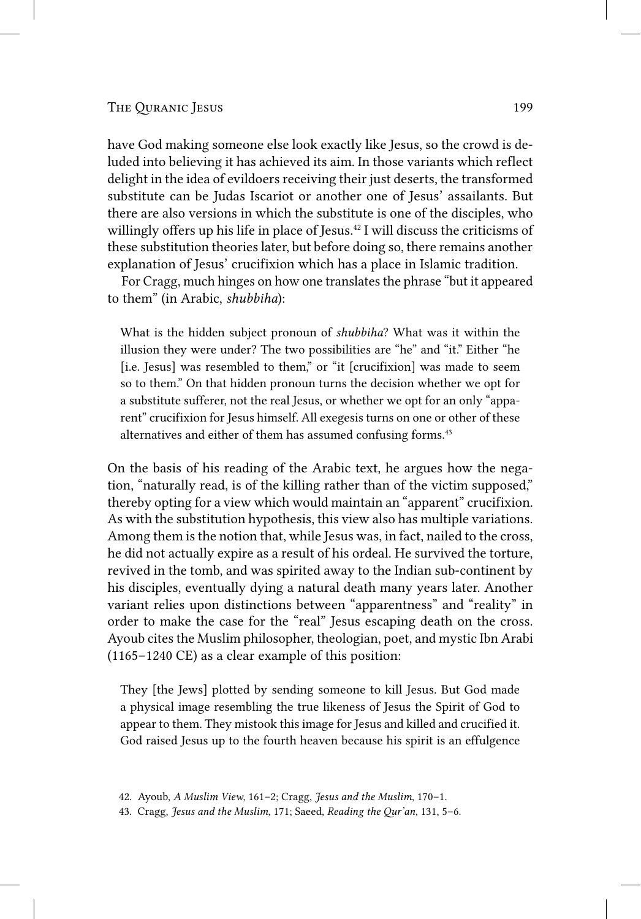have God making someone else look exactly like Jesus, so the crowd is deluded into believing it has achieved its aim. In those variants which reflect delight in the idea of evildoers receiving their just deserts, the transformed substitute can be Judas Iscariot or another one of Jesus' assailants. But there are also versions in which the substitute is one of the disciples, who willingly offers up his life in place of Jesus.[42] I will discuss the criticisms of these substitution theories later, but before doing so, there remains another explanation of Jesus' crucifixion which has a place in Islamic tradition.

For Cragg, much hinges on how one translates the phrase "but it appeared to them" (in Arabic, *shubbiha*):

> What is the hidden subject pronoun of *shubbiha*? What was it within the illusion they were under? The two possibilities are "he" and "it." Either "he [i.e. Jesus] was resembled to them," or "it [crucifixion] was made to seem so to them." On that hidden pronoun turns the decision whether we opt for a substitute sufferer, not the real Jesus, or whether we opt for an only "apparent" crucifixion for Jesus himself. All exegesis turns on one or other of these alternatives and either of them has assumed confusing forms.[43]

On the basis of his reading of the Arabic text, he argues how the negation, "naturally read, is of the killing rather than of the victim supposed," thereby opting for a view which would maintain an "apparent" crucifixion. As with the substitution hypothesis, this view also has multiple variations. Among them is the notion that, while Jesus was, in fact, nailed to the cross, he did not actually expire as a result of his ordeal. He survived the torture, revived in the tomb, and was spirited away to the Indian sub-continent by his disciples, eventually dying a natural death many years later. Another variant relies upon distinctions between "apparentness" and "reality" in order to make the case for the "real" Jesus escaping death on the cross. Ayoub cites the Muslim philosopher, theologian, poet, and mystic Ibn Arabi (1165–1240 CE) as a clear example of this position:

> They [the Jews] plotted by sending someone to kill Jesus. But God made a physical image resembling the true likeness of Jesus the Spirit of God to appear to them. They mistook this image for Jesus and killed and crucified it. God raised Jesus up to the fourth heaven because his spirit is an effulgence

42. Ayoub, *A Muslim View*, 161–2; Cragg, *Jesus and the Muslim*, 170–1.

43. Cragg, *Jesus and the Muslim*, 171; Saeed, *Reading the Qur'an*, 131, 5–6.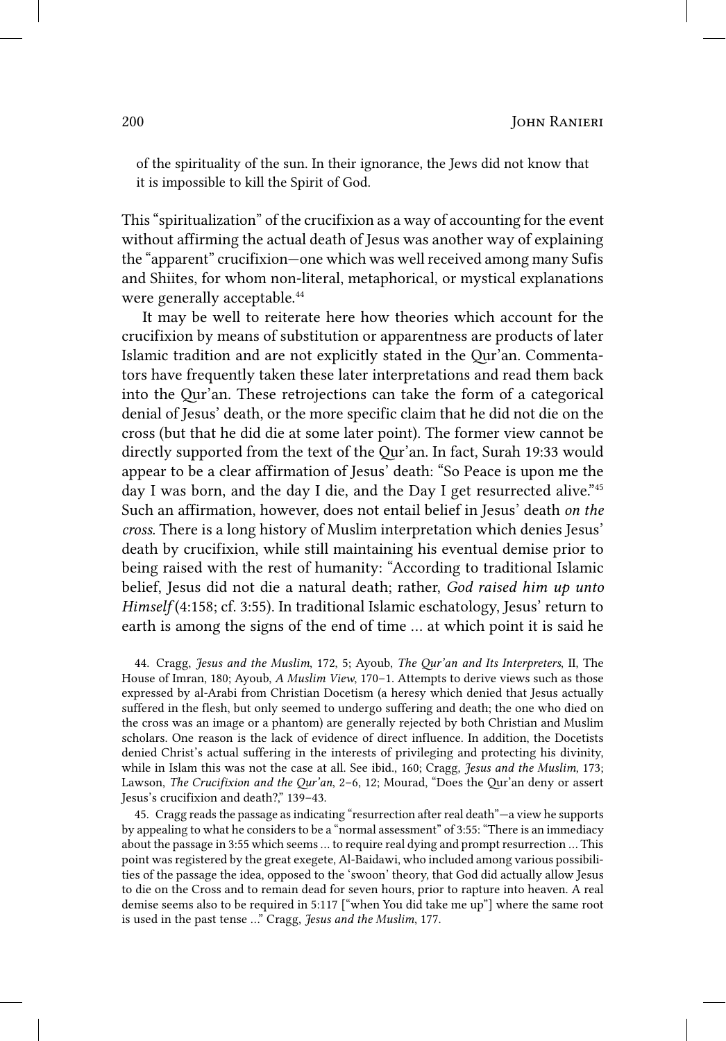of the spirituality of the sun. In their ignorance, the Jews did not know that it is impossible to kill the Spirit of God.

This "spiritualization" of the crucifixion as a way of accounting for the event without affirming the actual death of Jesus was another way of explaining the "apparent" crucifixion—one which was well received among many Sufis and Shiites, for whom non-literal, metaphorical, or mystical explanations were generally acceptable.[44]

It may be well to reiterate here how theories which account for the crucifixion by means of substitution or apparentness are products of later Islamic tradition and are not explicitly stated in the Qur'an. Commentators have frequently taken these later interpretations and read them back into the Qur'an. These retrojections can take the form of a categorical denial of Jesus' death, or the more specific claim that he did not die on the cross (but that he did die at some later point). The former view cannot be directly supported from the text of the Qur'an. In fact, Surah 19:33 would appear to be a clear affirmation of Jesus' death: "So Peace is upon me the day I was born, and the day I die, and the Day I get resurrected alive."[45] Such an affirmation, however, does not entail belief in Jesus' death *on the cross*. There is a long history of Muslim interpretation which denies Jesus' death by crucifixion, while still maintaining his eventual demise prior to being raised with the rest of humanity: "According to traditional Islamic belief, Jesus did not die a natural death; rather, *God raised him up unto Himself* (4:158; cf. 3:55). In traditional Islamic eschatology, Jesus' return to earth is among the signs of the end of time ... at which point it is said he

44. Cragg, *Jesus and the Muslim*, 172, 5; Ayoub, *The Qur'an and Its Interpreters*, II, The House of Imran, 180; Ayoub, *A Muslim View*, 170–1. Attempts to derive views such as those expressed by al-Arabi from Christian Docetism (a heresy which denied that Jesus actually suffered in the flesh, but only seemed to undergo suffering and death; the one who died on the cross was an image or a phantom) are generally rejected by both Christian and Muslim scholars. One reason is the lack of evidence of direct influence. In addition, the Docetists denied Christ's actual suffering in the interests of privileging and protecting his divinity, while in Islam this was not the case at all. See ibid., 160; Cragg, *Jesus and the Muslim*, 173; Lawson, *The Crucifixion and the Qur'an*, 2–6, 12; Mourad, "Does the Qur'an deny or assert Jesus's crucifixion and death?," 139–43.

45. Cragg reads the passage as indicating "resurrection after real death"—a view he supports by appealing to what he considers to be a "normal assessment" of 3:55: "There is an immediacy about the passage in 3:55 which seems ... to require real dying and prompt resurrection ... This point was registered by the great exegete, Al-Baidawi, who included among various possibilities of the passage the idea, opposed to the 'swoon' theory, that God did actually allow Jesus to die on the Cross and to remain dead for seven hours, prior to rapture into heaven. A real demise seems also to be required in 5:117 ["when You did take me up"] where the same root is used in the past tense ..." Cragg, *Jesus and the Muslim*, 177.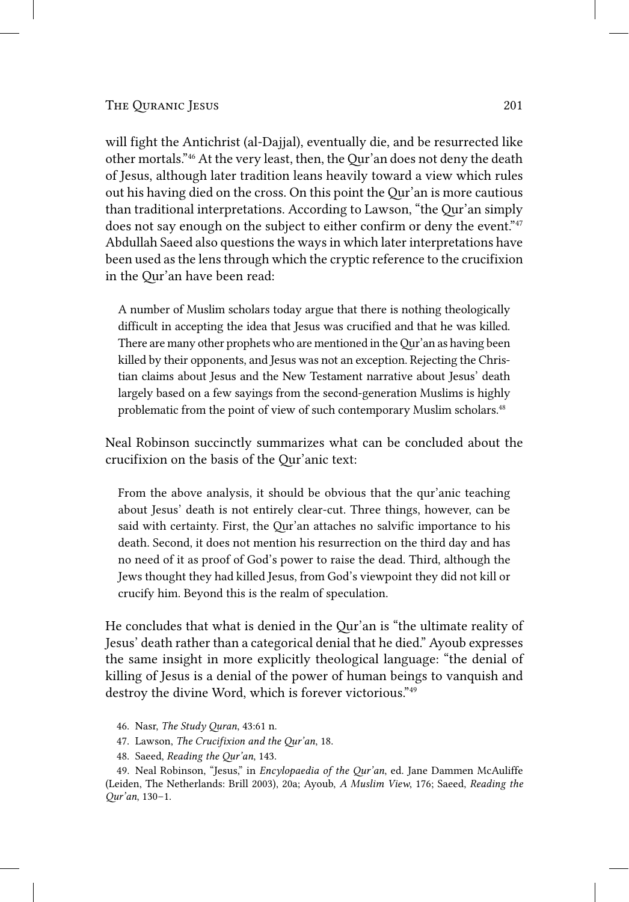will fight the Antichrist (al-Dajjal), eventually die, and be resurrected like other mortals."[46] At the very least, then, the Qur'an does not deny the death of Jesus, although later tradition leans heavily toward a view which rules out his having died on the cross. On this point the Qur'an is more cautious than traditional interpretations. According to Lawson, "the Qur'an simply does not say enough on the subject to either confirm or deny the event."[47] Abdullah Saeed also questions the ways in which later interpretations have been used as the lens through which the cryptic reference to the crucifixion in the Qur'an have been read:

> A number of Muslim scholars today argue that there is nothing theologically difficult in accepting the idea that Jesus was crucified and that he was killed. There are many other prophets who are mentioned in the Qur'an as having been killed by their opponents, and Jesus was not an exception. Rejecting the Christian claims about Jesus and the New Testament narrative about Jesus' death largely based on a few sayings from the second-generation Muslims is highly problematic from the point of view of such contemporary Muslim scholars.[48]

Neal Robinson succinctly summarizes what can be concluded about the crucifixion on the basis of the Qur'anic text:

> From the above analysis, it should be obvious that the qur'anic teaching about Jesus' death is not entirely clear-cut. Three things, however, can be said with certainty. First, the Qur'an attaches no salvific importance to his death. Second, it does not mention his resurrection on the third day and has no need of it as proof of God's power to raise the dead. Third, although the Jews thought they had killed Jesus, from God's viewpoint they did not kill or crucify him. Beyond this is the realm of speculation.

He concludes that what is denied in the Qur'an is "the ultimate reality of Jesus' death rather than a categorical denial that he died." Ayoub expresses the same insight in more explicitly theological language: "the denial of killing of Jesus is a denial of the power of human beings to vanquish and destroy the divine Word, which is forever victorious."[49]

46. Nasr, *The Study Quran*, 43:61 n.

47. Lawson, *The Crucifixion and the Qur'an*, 18.

48. Saeed, *Reading the Qur'an*, 143.

49. Neal Robinson, "Jesus," in *Encylopaedia of the Qur'an*, ed. Jane Dammen McAuliffe (Leiden, The Netherlands: Brill 2003), 20a; Ayoub, *A Muslim View*, 176; Saeed, *Reading the Qur'an*, 130–1.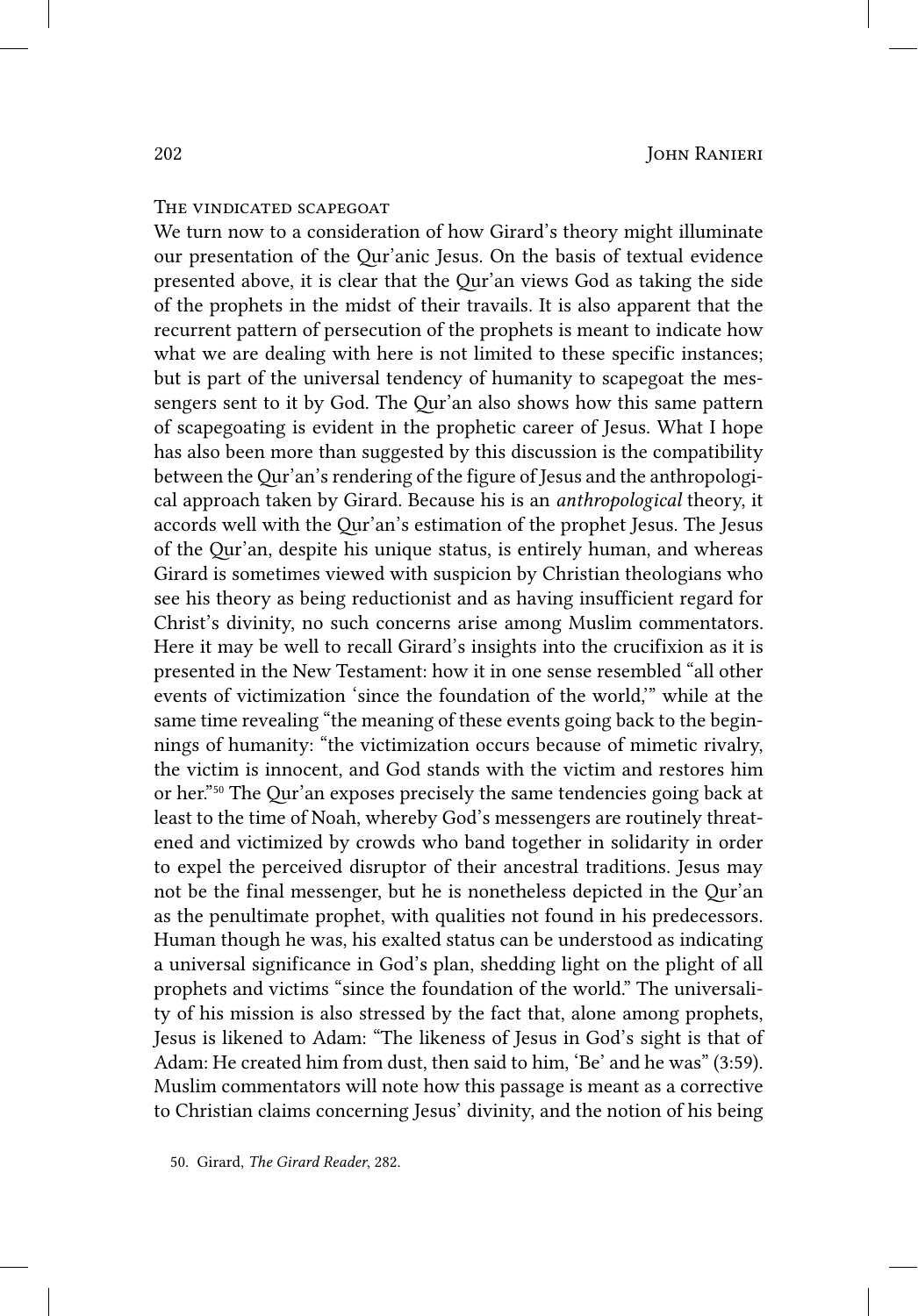## The vindicated scapegoat

We turn now to a consideration of how Girard's theory might illuminate our presentation of the Qur'anic Jesus. On the basis of textual evidence presented above, it is clear that the Qur'an views God as taking the side of the prophets in the midst of their travails. It is also apparent that the recurrent pattern of persecution of the prophets is meant to indicate how what we are dealing with here is not limited to these specific instances; but is part of the universal tendency of humanity to scapegoat the messengers sent to it by God. The Qur'an also shows how this same pattern of scapegoating is evident in the prophetic career of Jesus. What I hope has also been more than suggested by this discussion is the compatibility between the Qur'an's rendering of the figure of Jesus and the anthropological approach taken by Girard. Because his is an *anthropological* theory, it accords well with the Qur'an's estimation of the prophet Jesus. The Jesus of the Qur'an, despite his unique status, is entirely human, and whereas Girard is sometimes viewed with suspicion by Christian theologians who see his theory as being reductionist and as having insufficient regard for Christ's divinity, no such concerns arise among Muslim commentators. Here it may be well to recall Girard's insights into the crucifixion as it is presented in the New Testament: how it in one sense resembled "all other events of victimization 'since the foundation of the world,'" while at the same time revealing "the meaning of these events going back to the beginnings of humanity: "the victimization occurs because of mimetic rivalry, the victim is innocent, and God stands with the victim and restores him or her."[50] The Qur'an exposes precisely the same tendencies going back at least to the time of Noah, whereby God's messengers are routinely threatened and victimized by crowds who band together in solidarity in order to expel the perceived disruptor of their ancestral traditions. Jesus may not be the final messenger, but he is nonetheless depicted in the Qur'an as the penultimate prophet, with qualities not found in his predecessors. Human though he was, his exalted status can be understood as indicating a universal significance in God's plan, shedding light on the plight of all prophets and victims "since the foundation of the world." The universality of his mission is also stressed by the fact that, alone among prophets, Jesus is likened to Adam: "The likeness of Jesus in God's sight is that of Adam: He created him from dust, then said to him, 'Be' and he was" (3:59). Muslim commentators will note how this passage is meant as a corrective to Christian claims concerning Jesus' divinity, and the notion of his being

50. Girard, *The Girard Reader*, 282.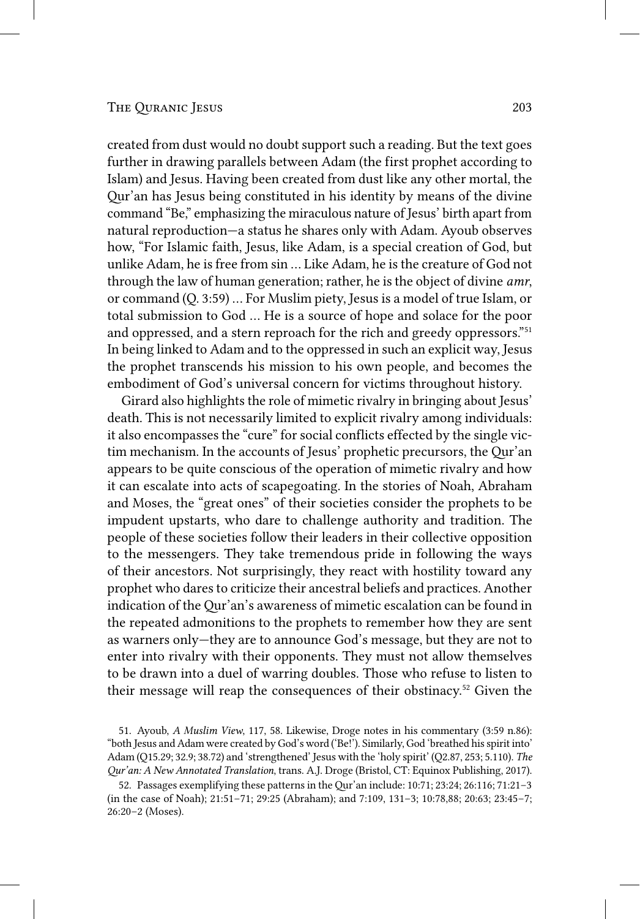created from dust would no doubt support such a reading. But the text goes further in drawing parallels between Adam (the first prophet according to Islam) and Jesus. Having been created from dust like any other mortal, the Qur'an has Jesus being constituted in his identity by means of the divine command "Be," emphasizing the miraculous nature of Jesus' birth apart from natural reproduction—a status he shares only with Adam. Ayoub observes how, "For Islamic faith, Jesus, like Adam, is a special creation of God, but unlike Adam, he is free from sin … Like Adam, he is the creature of God not through the law of human generation; rather, he is the object of divine *amr*, or command (Q. 3:59) … For Muslim piety, Jesus is a model of true Islam, or total submission to God … He is a source of hope and solace for the poor and oppressed, and a stern reproach for the rich and greedy oppressors."[51] In being linked to Adam and to the oppressed in such an explicit way, Jesus the prophet transcends his mission to his own people, and becomes the embodiment of God's universal concern for victims throughout history.

Girard also highlights the role of mimetic rivalry in bringing about Jesus' death. This is not necessarily limited to explicit rivalry among individuals: it also encompasses the "cure" for social conflicts effected by the single victim mechanism. In the accounts of Jesus' prophetic precursors, the Qur'an appears to be quite conscious of the operation of mimetic rivalry and how it can escalate into acts of scapegoating. In the stories of Noah, Abraham and Moses, the "great ones" of their societies consider the prophets to be impudent upstarts, who dare to challenge authority and tradition. The people of these societies follow their leaders in their collective opposition to the messengers. They take tremendous pride in following the ways of their ancestors. Not surprisingly, they react with hostility toward any prophet who dares to criticize their ancestral beliefs and practices. Another indication of the Qur'an's awareness of mimetic escalation can be found in the repeated admonitions to the prophets to remember how they are sent as warners only—they are to announce God's message, but they are not to enter into rivalry with their opponents. They must not allow themselves to be drawn into a duel of warring doubles. Those who refuse to listen to their message will reap the consequences of their obstinacy.[52] Given the

51. Ayoub, *A Muslim View*, 117, 58. Likewise, Droge notes in his commentary (3:59 n.86): "both Jesus and Adam were created by God's word ('Be!'). Similarly, God 'breathed his spirit into' Adam (Q15.29; 32.9; 38.72) and 'strengthened' Jesus with the 'holy spirit' (Q2.87, 253; 5.110). *The Qur'an: A New Annotated Translation*, trans. A.J. Droge (Bristol, CT: Equinox Publishing, 2017).

52. Passages exemplifying these patterns in the Qur'an include: 10:71; 23:24; 26:116; 71:21–3 (in the case of Noah); 21:51–71; 29:25 (Abraham); and 7:109, 131–3; 10:78,88; 20:63; 23:45–7; 26:20–2 (Moses).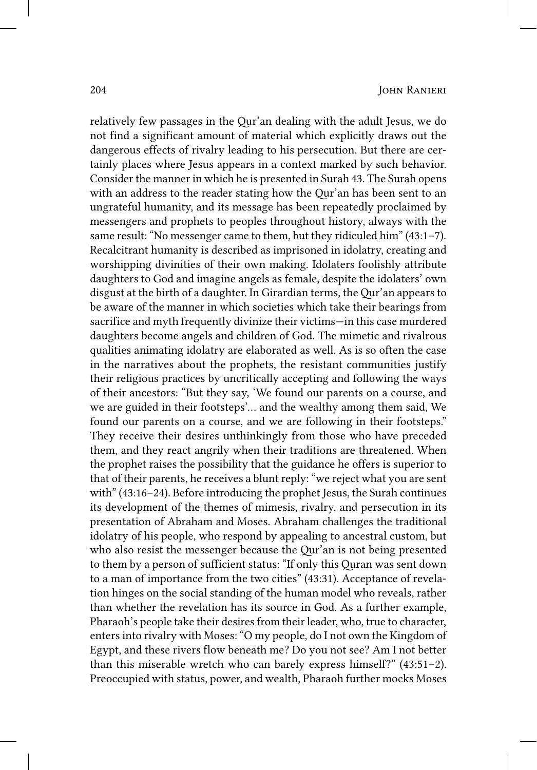relatively few passages in the Qur'an dealing with the adult Jesus, we do not find a significant amount of material which explicitly draws out the dangerous effects of rivalry leading to his persecution. But there are certainly places where Jesus appears in a context marked by such behavior. Consider the manner in which he is presented in Surah 43. The Surah opens with an address to the reader stating how the Qur'an has been sent to an ungrateful humanity, and its message has been repeatedly proclaimed by messengers and prophets to peoples throughout history, always with the same result: "No messenger came to them, but they ridiculed him" (43:1–7). Recalcitrant humanity is described as imprisoned in idolatry, creating and worshipping divinities of their own making. Idolaters foolishly attribute daughters to God and imagine angels as female, despite the idolaters' own disgust at the birth of a daughter. In Girardian terms, the Qur'an appears to be aware of the manner in which societies which take their bearings from sacrifice and myth frequently divinize their victims—in this case murdered daughters become angels and children of God. The mimetic and rivalrous qualities animating idolatry are elaborated as well. As is so often the case in the narratives about the prophets, the resistant communities justify their religious practices by uncritically accepting and following the ways of their ancestors: "But they say, 'We found our parents on a course, and we are guided in their footsteps'… and the wealthy among them said, We found our parents on a course, and we are following in their footsteps." They receive their desires unthinkingly from those who have preceded them, and they react angrily when their traditions are threatened. When the prophet raises the possibility that the guidance he offers is superior to that of their parents, he receives a blunt reply: "we reject what you are sent with" (43:16–24). Before introducing the prophet Jesus, the Surah continues its development of the themes of mimesis, rivalry, and persecution in its presentation of Abraham and Moses. Abraham challenges the traditional idolatry of his people, who respond by appealing to ancestral custom, but who also resist the messenger because the Qur'an is not being presented to them by a person of sufficient status: "If only this Quran was sent down to a man of importance from the two cities" (43:31). Acceptance of revelation hinges on the social standing of the human model who reveals, rather than whether the revelation has its source in God. As a further example, Pharaoh's people take their desires from their leader, who, true to character, enters into rivalry with Moses: "O my people, do I not own the Kingdom of Egypt, and these rivers flow beneath me? Do you not see? Am I not better than this miserable wretch who can barely express himself?" (43:51–2). Preoccupied with status, power, and wealth, Pharaoh further mocks Moses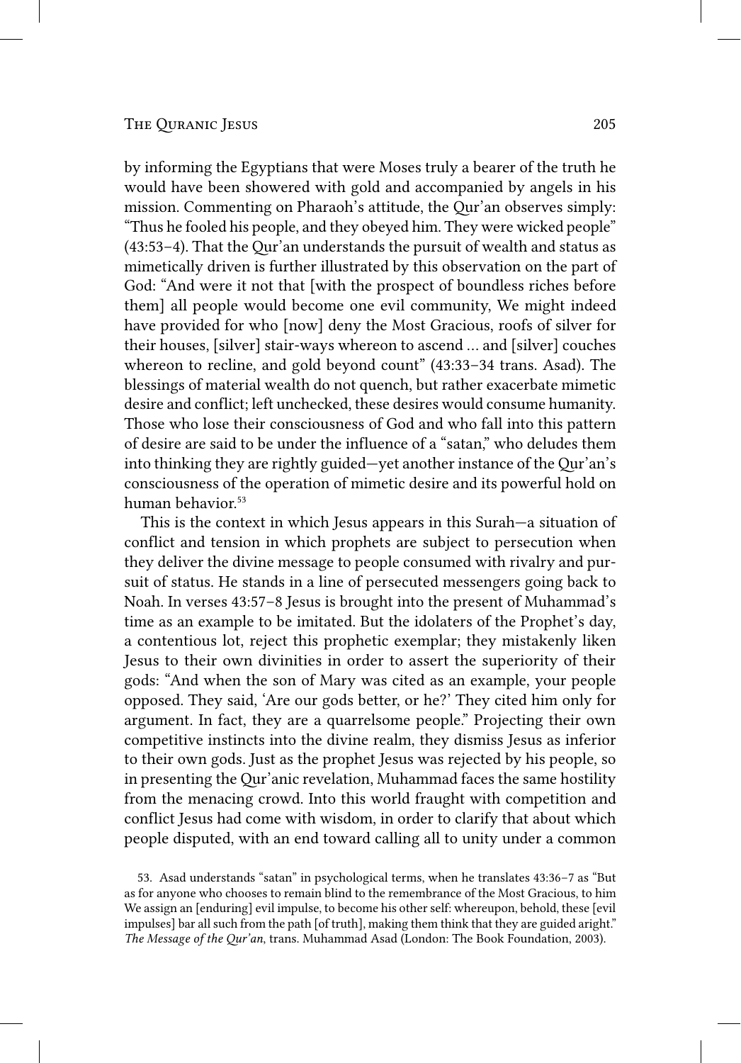by informing the Egyptians that were Moses truly a bearer of the truth he would have been showered with gold and accompanied by angels in his mission. Commenting on Pharaoh's attitude, the Qur'an observes simply: "Thus he fooled his people, and they obeyed him. They were wicked people" (43:53–4). That the Qur'an understands the pursuit of wealth and status as mimetically driven is further illustrated by this observation on the part of God: "And were it not that [with the prospect of boundless riches before them] all people would become one evil community, We might indeed have provided for who [now] deny the Most Gracious, roofs of silver for their houses, [silver] stair-ways whereon to ascend ... and [silver] couches whereon to recline, and gold beyond count" (43:33–34 trans. Asad). The blessings of material wealth do not quench, but rather exacerbate mimetic desire and conflict; left unchecked, these desires would consume humanity. Those who lose their consciousness of God and who fall into this pattern of desire are said to be under the influence of a "satan," who deludes them into thinking they are rightly guided—yet another instance of the Qur'an's consciousness of the operation of mimetic desire and its powerful hold on human behavior.[53]

This is the context in which Jesus appears in this Surah—a situation of conflict and tension in which prophets are subject to persecution when they deliver the divine message to people consumed with rivalry and pursuit of status. He stands in a line of persecuted messengers going back to Noah. In verses 43:57–8 Jesus is brought into the present of Muhammad's time as an example to be imitated. But the idolaters of the Prophet's day, a contentious lot, reject this prophetic exemplar; they mistakenly liken Jesus to their own divinities in order to assert the superiority of their gods: "And when the son of Mary was cited as an example, your people opposed. They said, 'Are our gods better, or he?' They cited him only for argument. In fact, they are a quarrelsome people." Projecting their own competitive instincts into the divine realm, they dismiss Jesus as inferior to their own gods. Just as the prophet Jesus was rejected by his people, so in presenting the Qur'anic revelation, Muhammad faces the same hostility from the menacing crowd. Into this world fraught with competition and conflict Jesus had come with wisdom, in order to clarify that about which people disputed, with an end toward calling all to unity under a common

53. Asad understands "satan" in psychological terms, when he translates 43:36–7 as "But as for anyone who chooses to remain blind to the remembrance of the Most Gracious, to him We assign an [enduring] evil impulse, to become his other self: whereupon, behold, these [evil impulses] bar all such from the path [of truth], making them think that they are guided aright." *The Message of the Qur'an*, trans. Muhammad Asad (London: The Book Foundation, 2003).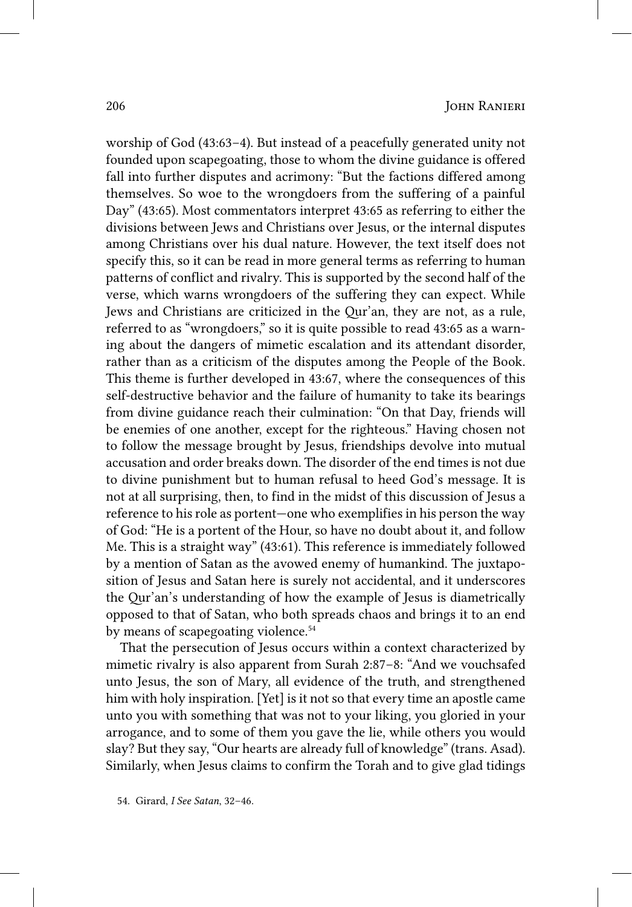worship of God (43:63–4). But instead of a peacefully generated unity not founded upon scapegoating, those to whom the divine guidance is offered fall into further disputes and acrimony: "But the factions differed among themselves. So woe to the wrongdoers from the suffering of a painful Day" (43:65). Most commentators interpret 43:65 as referring to either the divisions between Jews and Christians over Jesus, or the internal disputes among Christians over his dual nature. However, the text itself does not specify this, so it can be read in more general terms as referring to human patterns of conflict and rivalry. This is supported by the second half of the verse, which warns wrongdoers of the suffering they can expect. While Jews and Christians are criticized in the Qur'an, they are not, as a rule, referred to as "wrongdoers," so it is quite possible to read 43:65 as a warning about the dangers of mimetic escalation and its attendant disorder, rather than as a criticism of the disputes among the People of the Book. This theme is further developed in 43:67, where the consequences of this self-destructive behavior and the failure of humanity to take its bearings from divine guidance reach their culmination: "On that Day, friends will be enemies of one another, except for the righteous." Having chosen not to follow the message brought by Jesus, friendships devolve into mutual accusation and order breaks down. The disorder of the end times is not due to divine punishment but to human refusal to heed God's message. It is not at all surprising, then, to find in the midst of this discussion of Jesus a reference to his role as portent—one who exemplifies in his person the way of God: "He is a portent of the Hour, so have no doubt about it, and follow Me. This is a straight way" (43:61). This reference is immediately followed by a mention of Satan as the avowed enemy of humankind. The juxtaposition of Jesus and Satan here is surely not accidental, and it underscores the Qur'an's understanding of how the example of Jesus is diametrically opposed to that of Satan, who both spreads chaos and brings it to an end by means of scapegoating violence.[54]

That the persecution of Jesus occurs within a context characterized by mimetic rivalry is also apparent from Surah 2:87–8: "And we vouchsafed unto Jesus, the son of Mary, all evidence of the truth, and strengthened him with holy inspiration. [Yet] is it not so that every time an apostle came unto you with something that was not to your liking, you gloried in your arrogance, and to some of them you gave the lie, while others you would slay? But they say, "Our hearts are already full of knowledge" (trans. Asad). Similarly, when Jesus claims to confirm the Torah and to give glad tidings

54. Girard, *I See Satan*, 32–46.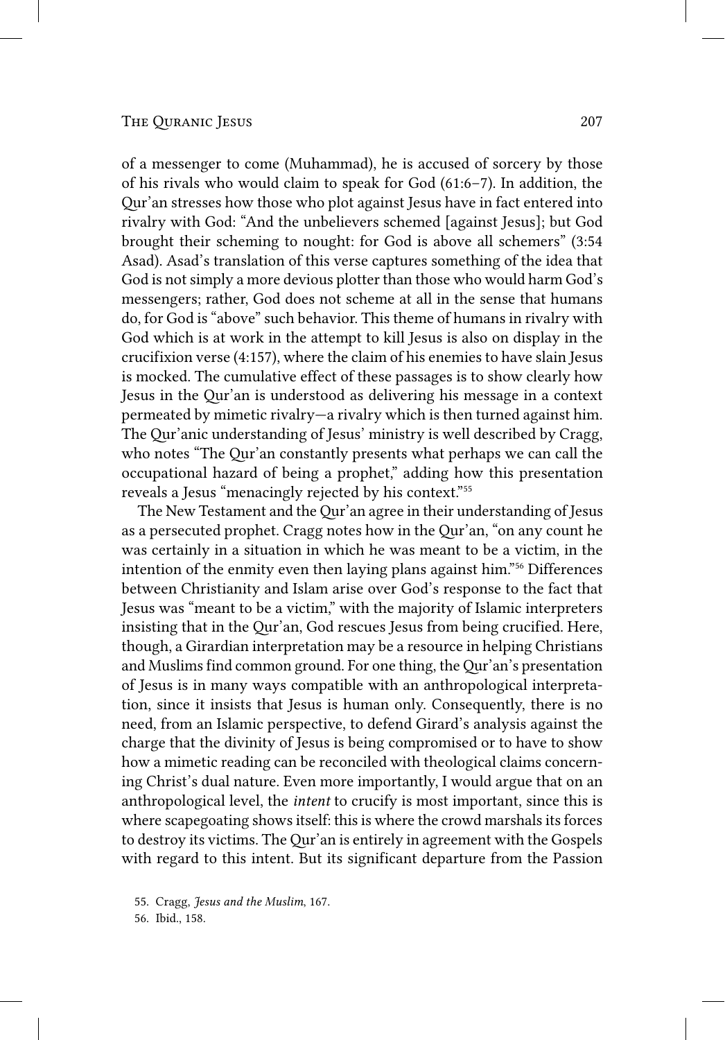of a messenger to come (Muhammad), he is accused of sorcery by those of his rivals who would claim to speak for God (61:6–7). In addition, the Qur'an stresses how those who plot against Jesus have in fact entered into rivalry with God: "And the unbelievers schemed [against Jesus]; but God brought their scheming to nought: for God is above all schemers" (3:54 Asad). Asad's translation of this verse captures something of the idea that God is not simply a more devious plotter than those who would harm God's messengers; rather, God does not scheme at all in the sense that humans do, for God is "above" such behavior. This theme of humans in rivalry with God which is at work in the attempt to kill Jesus is also on display in the crucifixion verse (4:157), where the claim of his enemies to have slain Jesus is mocked. The cumulative effect of these passages is to show clearly how Jesus in the Qur'an is understood as delivering his message in a context permeated by mimetic rivalry—a rivalry which is then turned against him. The Qur'anic understanding of Jesus' ministry is well described by Cragg, who notes "The Qur'an constantly presents what perhaps we can call the occupational hazard of being a prophet," adding how this presentation reveals a Jesus "menacingly rejected by his context."[55]

The New Testament and the Qur'an agree in their understanding of Jesus as a persecuted prophet. Cragg notes how in the Qur'an, "on any count he was certainly in a situation in which he was meant to be a victim, in the intention of the enmity even then laying plans against him."[56] Differences between Christianity and Islam arise over God's response to the fact that Jesus was "meant to be a victim," with the majority of Islamic interpreters insisting that in the Qur'an, God rescues Jesus from being crucified. Here, though, a Girardian interpretation may be a resource in helping Christians and Muslims find common ground. For one thing, the Qur'an's presentation of Jesus is in many ways compatible with an anthropological interpretation, since it insists that Jesus is human only. Consequently, there is no need, from an Islamic perspective, to defend Girard's analysis against the charge that the divinity of Jesus is being compromised or to have to show how a mimetic reading can be reconciled with theological claims concerning Christ's dual nature. Even more importantly, I would argue that on an anthropological level, the *intent* to crucify is most important, since this is where scapegoating shows itself: this is where the crowd marshals its forces to destroy its victims. The Qur'an is entirely in agreement with the Gospels with regard to this intent. But its significant departure from the Passion

55. Cragg, *Jesus and the Muslim*, 167.

56. Ibid., 158.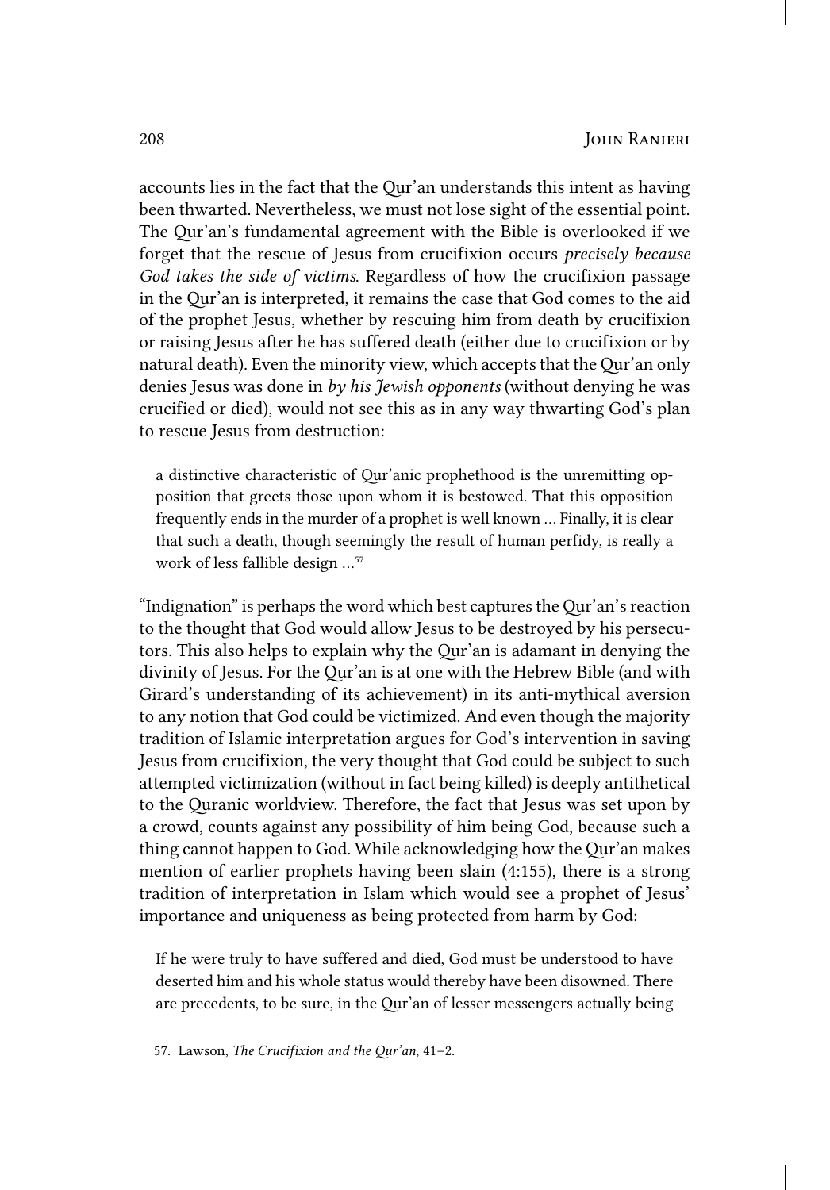accounts lies in the fact that the Qur'an understands this intent as having been thwarted. Nevertheless, we must not lose sight of the essential point. The Qur'an's fundamental agreement with the Bible is overlooked if we forget that the rescue of Jesus from crucifixion occurs *precisely because God takes the side of victims*. Regardless of how the crucifixion passage in the Qur'an is interpreted, it remains the case that God comes to the aid of the prophet Jesus, whether by rescuing him from death by crucifixion or raising Jesus after he has suffered death (either due to crucifixion or by natural death). Even the minority view, which accepts that the Qur'an only denies Jesus was done in *by his Jewish opponents* (without denying he was crucified or died), would not see this as in any way thwarting God's plan to rescue Jesus from destruction:

> a distinctive characteristic of Qur'anic prophethood is the unremitting opposition that greets those upon whom it is bestowed. That this opposition frequently ends in the murder of a prophet is well known … Finally, it is clear that such a death, though seemingly the result of human perfidy, is really a work of less fallible design …[57]

"Indignation" is perhaps the word which best captures the Qur'an's reaction to the thought that God would allow Jesus to be destroyed by his persecutors. This also helps to explain why the Qur'an is adamant in denying the divinity of Jesus. For the Qur'an is at one with the Hebrew Bible (and with Girard's understanding of its achievement) in its anti-mythical aversion to any notion that God could be victimized. And even though the majority tradition of Islamic interpretation argues for God's intervention in saving Jesus from crucifixion, the very thought that God could be subject to such attempted victimization (without in fact being killed) is deeply antithetical to the Quranic worldview. Therefore, the fact that Jesus was set upon by a crowd, counts against any possibility of him being God, because such a thing cannot happen to God. While acknowledging how the Qur'an makes mention of earlier prophets having been slain (4:155), there is a strong tradition of interpretation in Islam which would see a prophet of Jesus' importance and uniqueness as being protected from harm by God:

> If he were truly to have suffered and died, God must be understood to have deserted him and his whole status would thereby have been disowned. There are precedents, to be sure, in the Qur'an of lesser messengers actually being

57. Lawson, *The Crucifixion and the Qur'an*, 41–2.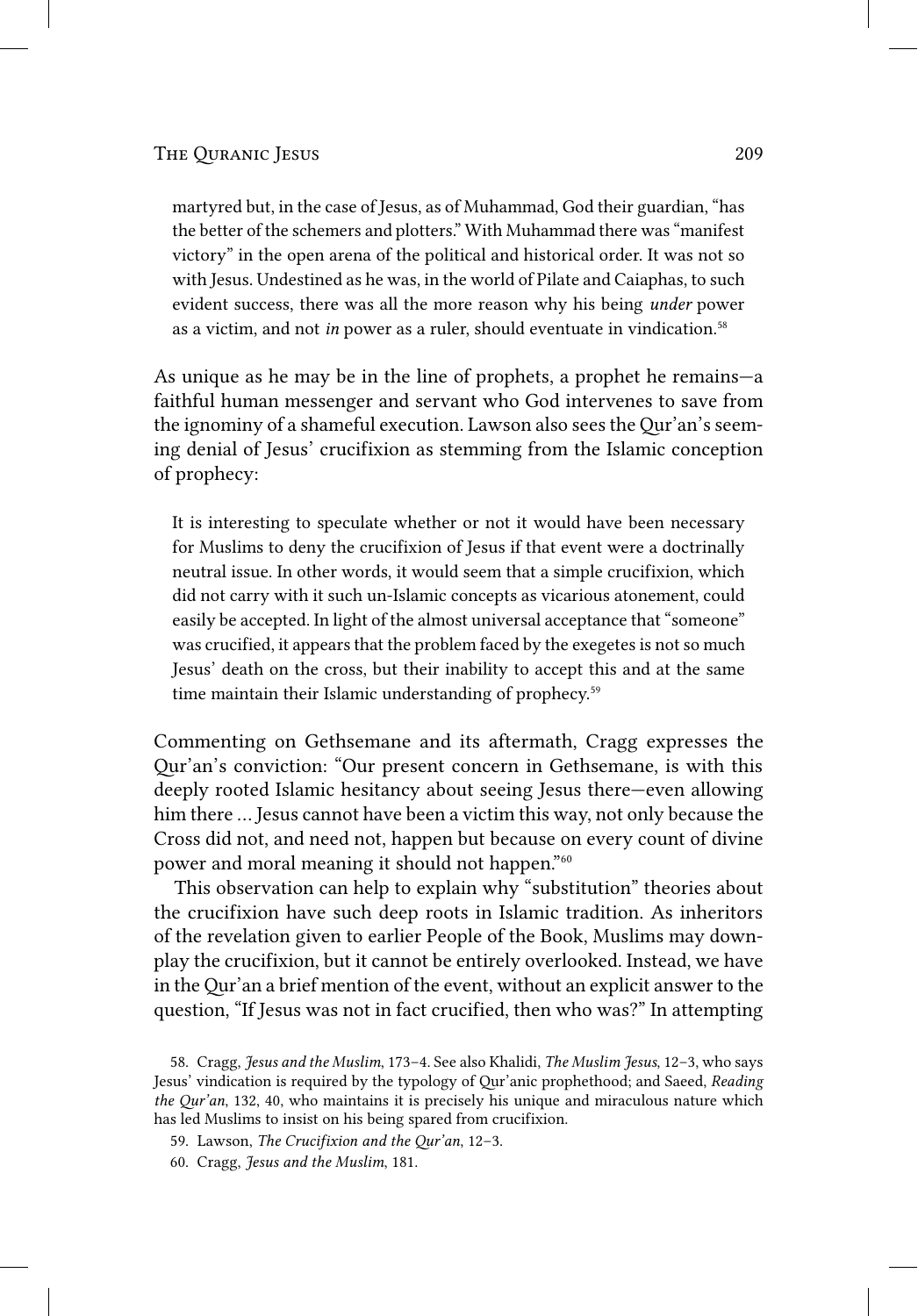> martyred but, in the case of Jesus, as of Muhammad, God their guardian, "has the better of the schemers and plotters." With Muhammad there was "manifest victory" in the open arena of the political and historical order. It was not so with Jesus. Undestined as he was, in the world of Pilate and Caiaphas, to such evident success, there was all the more reason why his being *under* power as a victim, and not *in* power as a ruler, should eventuate in vindication.[58]

As unique as he may be in the line of prophets, a prophet he remains—a faithful human messenger and servant who God intervenes to save from the ignominy of a shameful execution. Lawson also sees the Qur'an's seeming denial of Jesus' crucifixion as stemming from the Islamic conception of prophecy:

> It is interesting to speculate whether or not it would have been necessary for Muslims to deny the crucifixion of Jesus if that event were a doctrinally neutral issue. In other words, it would seem that a simple crucifixion, which did not carry with it such un-Islamic concepts as vicarious atonement, could easily be accepted. In light of the almost universal acceptance that "someone" was crucified, it appears that the problem faced by the exegetes is not so much Jesus' death on the cross, but their inability to accept this and at the same time maintain their Islamic understanding of prophecy.[59]

Commenting on Gethsemane and its aftermath, Cragg expresses the Qur'an's conviction: "Our present concern in Gethsemane, is with this deeply rooted Islamic hesitancy about seeing Jesus there—even allowing him there ... Jesus cannot have been a victim this way, not only because the Cross did not, and need not, happen but because on every count of divine power and moral meaning it should not happen."[60]

This observation can help to explain why "substitution" theories about the crucifixion have such deep roots in Islamic tradition. As inheritors of the revelation given to earlier People of the Book, Muslims may downplay the crucifixion, but it cannot be entirely overlooked. Instead, we have in the Qur'an a brief mention of the event, without an explicit answer to the question, "If Jesus was not in fact crucified, then who was?" In attempting

58. Cragg, *Jesus and the Muslim*, 173–4. See also Khalidi, *The Muslim Jesus*, 12–3, who says Jesus' vindication is required by the typology of Qur'anic prophethood; and Saeed, *Reading the Qur'an*, 132, 40, who maintains it is precisely his unique and miraculous nature which has led Muslims to insist on his being spared from crucifixion.

59. Lawson, *The Crucifixion and the Qur'an*, 12–3.

60. Cragg, *Jesus and the Muslim*, 181.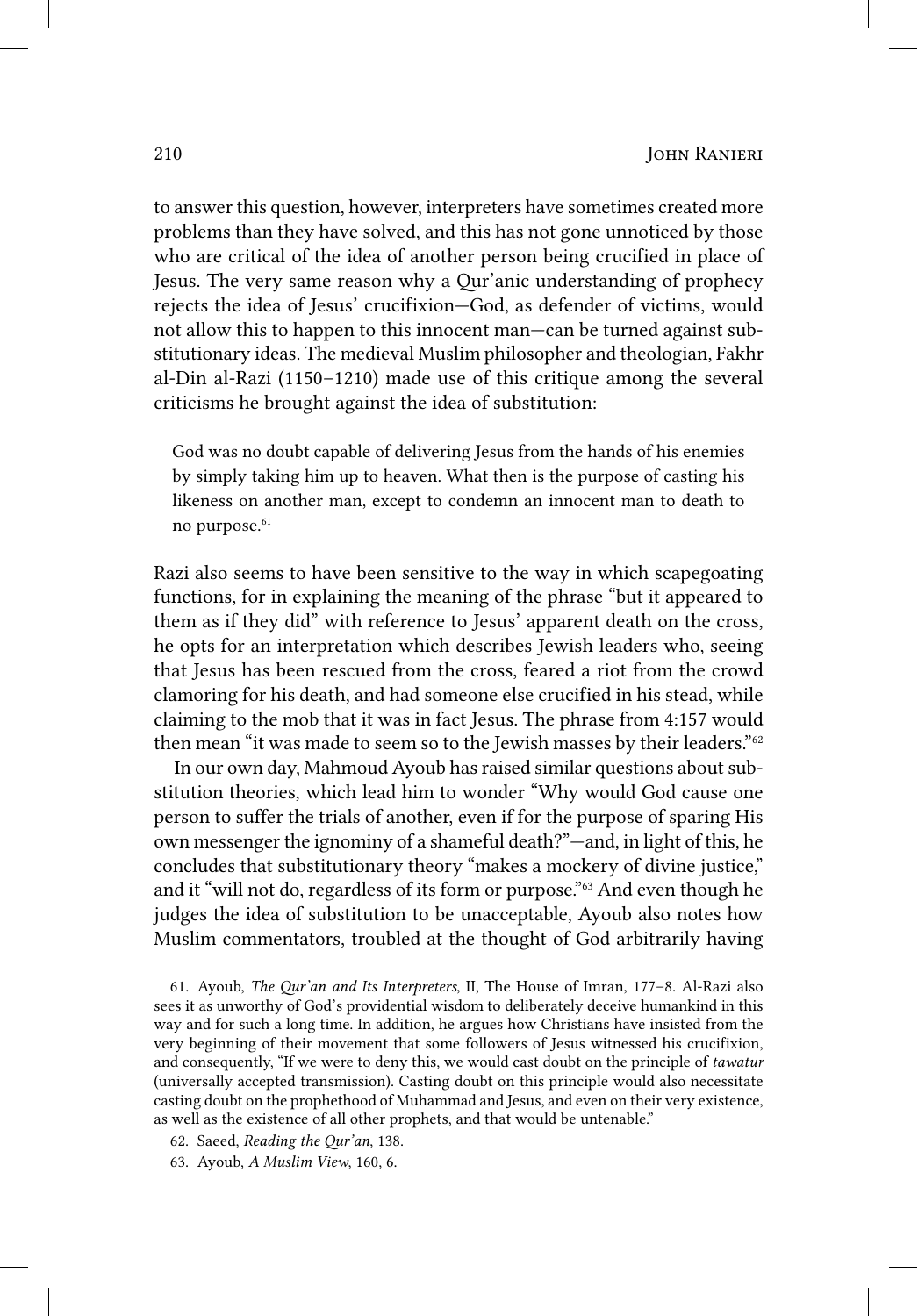to answer this question, however, interpreters have sometimes created more problems than they have solved, and this has not gone unnoticed by those who are critical of the idea of another person being crucified in place of Jesus. The very same reason why a Qur'anic understanding of prophecy rejects the idea of Jesus' crucifixion—God, as defender of victims, would not allow this to happen to this innocent man—can be turned against substitutionary ideas. The medieval Muslim philosopher and theologian, Fakhr al-Din al-Razi (1150–1210) made use of this critique among the several criticisms he brought against the idea of substitution:

> God was no doubt capable of delivering Jesus from the hands of his enemies by simply taking him up to heaven. What then is the purpose of casting his likeness on another man, except to condemn an innocent man to death to no purpose.[61]

Razi also seems to have been sensitive to the way in which scapegoating functions, for in explaining the meaning of the phrase "but it appeared to them as if they did" with reference to Jesus' apparent death on the cross, he opts for an interpretation which describes Jewish leaders who, seeing that Jesus has been rescued from the cross, feared a riot from the crowd clamoring for his death, and had someone else crucified in his stead, while claiming to the mob that it was in fact Jesus. The phrase from 4:157 would then mean "it was made to seem so to the Jewish masses by their leaders."[62]

In our own day, Mahmoud Ayoub has raised similar questions about substitution theories, which lead him to wonder "Why would God cause one person to suffer the trials of another, even if for the purpose of sparing His own messenger the ignominy of a shameful death?"—and, in light of this, he concludes that substitutionary theory "makes a mockery of divine justice," and it "will not do, regardless of its form or purpose."[63] And even though he judges the idea of substitution to be unacceptable, Ayoub also notes how Muslim commentators, troubled at the thought of God arbitrarily having

61. Ayoub, *The Qur'an and Its Interpreters*, II, The House of Imran, 177–8. Al-Razi also sees it as unworthy of God's providential wisdom to deliberately deceive humankind in this way and for such a long time. In addition, he argues how Christians have insisted from the very beginning of their movement that some followers of Jesus witnessed his crucifixion, and consequently, "If we were to deny this, we would cast doubt on the principle of *tawatur* (universally accepted transmission). Casting doubt on this principle would also necessitate casting doubt on the prophethood of Muhammad and Jesus, and even on their very existence, as well as the existence of all other prophets, and that would be untenable."

62. Saeed, *Reading the Qur'an*, 138.

63. Ayoub, *A Muslim View*, 160, 6.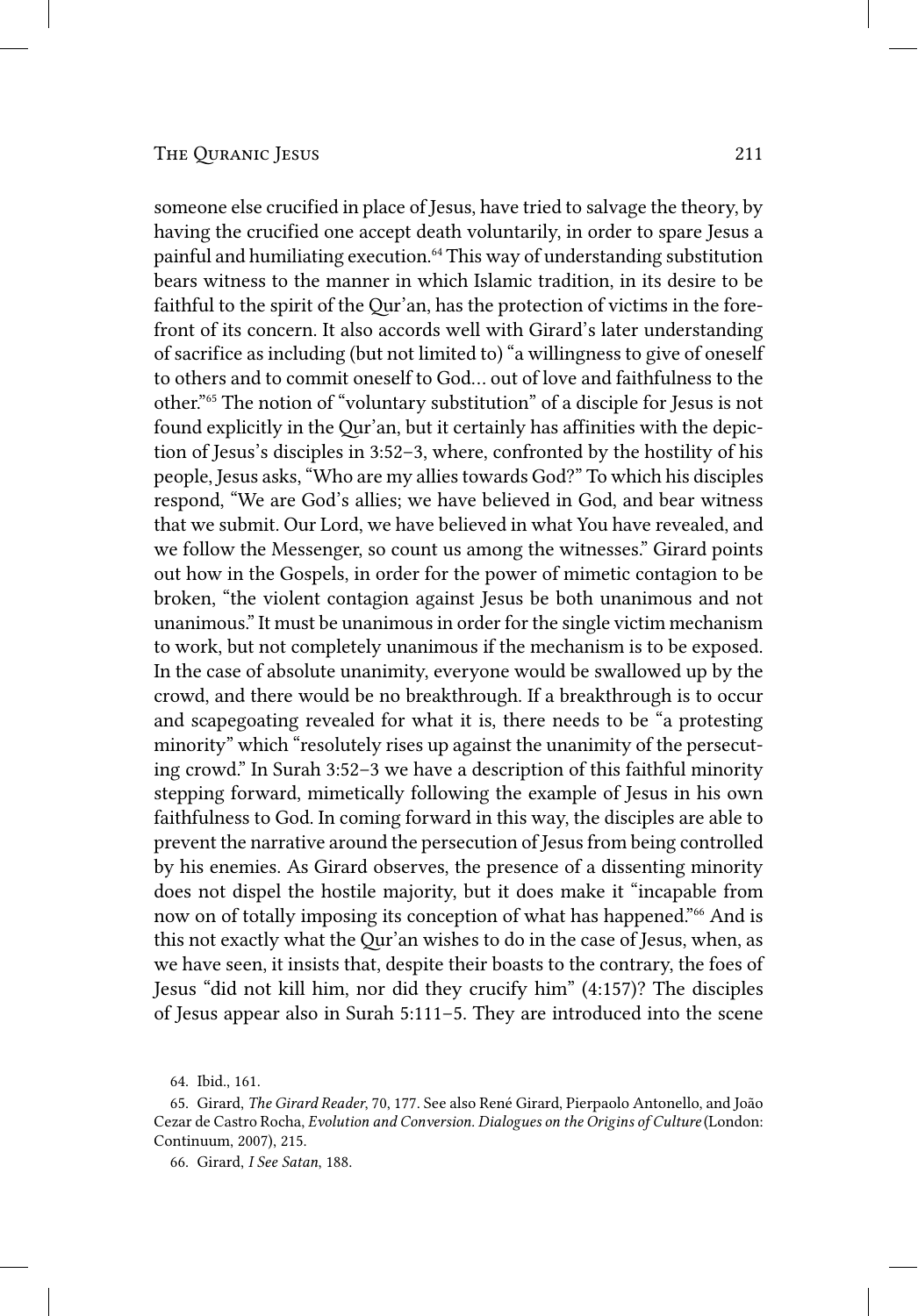someone else crucified in place of Jesus, have tried to salvage the theory, by having the crucified one accept death voluntarily, in order to spare Jesus a painful and humiliating execution.[64] This way of understanding substitution bears witness to the manner in which Islamic tradition, in its desire to be faithful to the spirit of the Qur'an, has the protection of victims in the forefront of its concern. It also accords well with Girard's later understanding of sacrifice as including (but not limited to) "a willingness to give of oneself to others and to commit oneself to God… out of love and faithfulness to the other."[65] The notion of "voluntary substitution" of a disciple for Jesus is not found explicitly in the Qur'an, but it certainly has affinities with the depiction of Jesus's disciples in 3:52–3, where, confronted by the hostility of his people, Jesus asks, "Who are my allies towards God?" To which his disciples respond, "We are God's allies; we have believed in God, and bear witness that we submit. Our Lord, we have believed in what You have revealed, and we follow the Messenger, so count us among the witnesses." Girard points out how in the Gospels, in order for the power of mimetic contagion to be broken, "the violent contagion against Jesus be both unanimous and not unanimous." It must be unanimous in order for the single victim mechanism to work, but not completely unanimous if the mechanism is to be exposed. In the case of absolute unanimity, everyone would be swallowed up by the crowd, and there would be no breakthrough. If a breakthrough is to occur and scapegoating revealed for what it is, there needs to be "a protesting minority" which "resolutely rises up against the unanimity of the persecuting crowd." In Surah 3:52–3 we have a description of this faithful minority stepping forward, mimetically following the example of Jesus in his own faithfulness to God. In coming forward in this way, the disciples are able to prevent the narrative around the persecution of Jesus from being controlled by his enemies. As Girard observes, the presence of a dissenting minority does not dispel the hostile majority, but it does make it "incapable from now on of totally imposing its conception of what has happened."[66] And is this not exactly what the Qur'an wishes to do in the case of Jesus, when, as we have seen, it insists that, despite their boasts to the contrary, the foes of Jesus "did not kill him, nor did they crucify him" (4:157)? The disciples of Jesus appear also in Surah 5:111–5. They are introduced into the scene

64. Ibid., 161.

65. Girard, *The Girard Reader*, 70, 177. See also René Girard, Pierpaolo Antonello, and João Cezar de Castro Rocha, *Evolution and Conversion. Dialogues on the Origins of Culture* (London: Continuum, 2007), 215.

66. Girard, *I See Satan*, 188.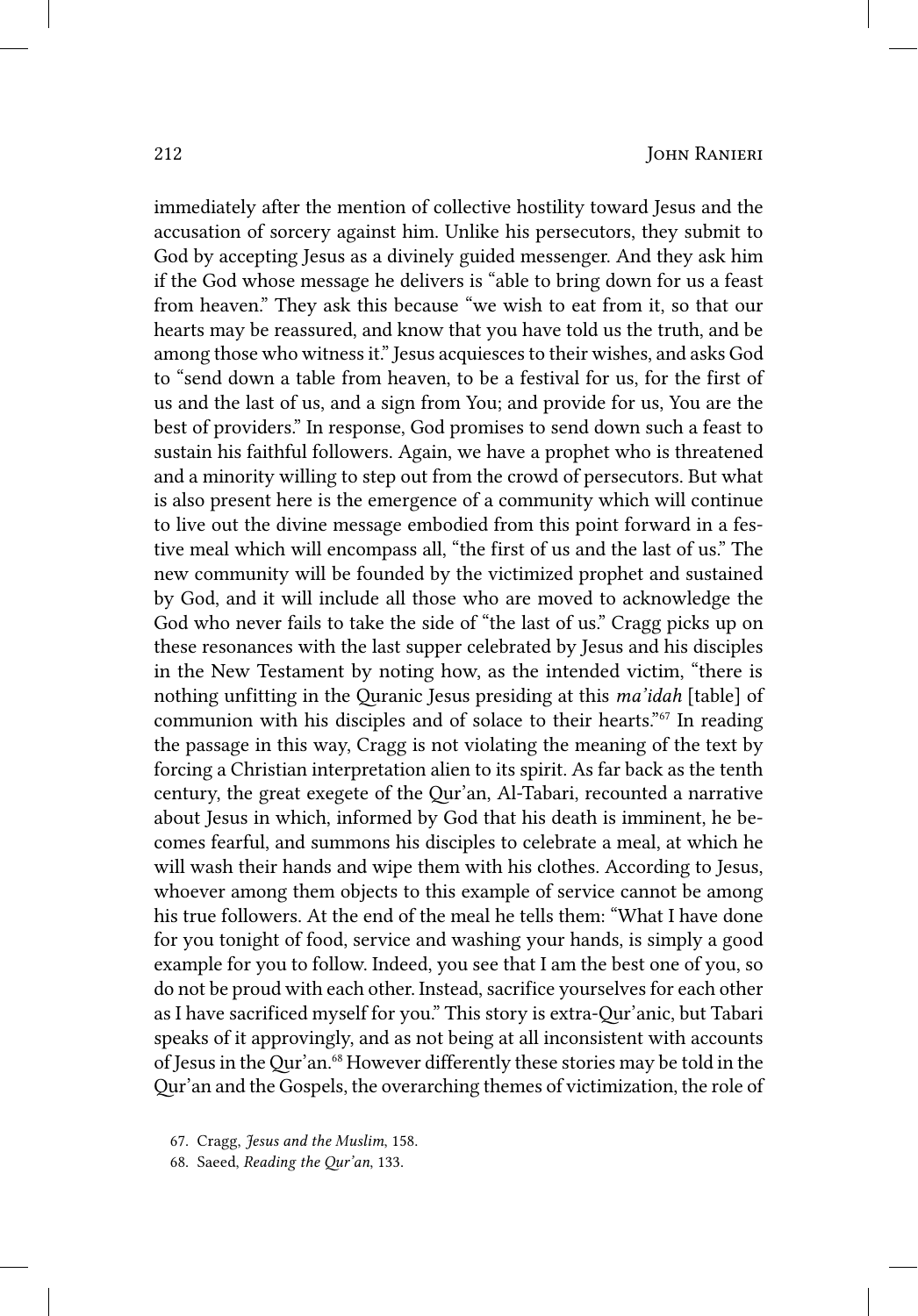immediately after the mention of collective hostility toward Jesus and the accusation of sorcery against him. Unlike his persecutors, they submit to God by accepting Jesus as a divinely guided messenger. And they ask him if the God whose message he delivers is "able to bring down for us a feast from heaven." They ask this because "we wish to eat from it, so that our hearts may be reassured, and know that you have told us the truth, and be among those who witness it." Jesus acquiesces to their wishes, and asks God to "send down a table from heaven, to be a festival for us, for the first of us and the last of us, and a sign from You; and provide for us, You are the best of providers." In response, God promises to send down such a feast to sustain his faithful followers. Again, we have a prophet who is threatened and a minority willing to step out from the crowd of persecutors. But what is also present here is the emergence of a community which will continue to live out the divine message embodied from this point forward in a festive meal which will encompass all, "the first of us and the last of us." The new community will be founded by the victimized prophet and sustained by God, and it will include all those who are moved to acknowledge the God who never fails to take the side of "the last of us." Cragg picks up on these resonances with the last supper celebrated by Jesus and his disciples in the New Testament by noting how, as the intended victim, "there is nothing unfitting in the Quranic Jesus presiding at this *ma'idah* [table] of communion with his disciples and of solace to their hearts."[67] In reading the passage in this way, Cragg is not violating the meaning of the text by forcing a Christian interpretation alien to its spirit. As far back as the tenth century, the great exegete of the Qur'an, Al-Tabari, recounted a narrative about Jesus in which, informed by God that his death is imminent, he becomes fearful, and summons his disciples to celebrate a meal, at which he will wash their hands and wipe them with his clothes. According to Jesus, whoever among them objects to this example of service cannot be among his true followers. At the end of the meal he tells them: "What I have done for you tonight of food, service and washing your hands, is simply a good example for you to follow. Indeed, you see that I am the best one of you, so do not be proud with each other. Instead, sacrifice yourselves for each other as I have sacrificed myself for you." This story is extra-Qur'anic, but Tabari speaks of it approvingly, and as not being at all inconsistent with accounts of Jesus in the Qur'an.[68] However differently these stories may be told in the Qur'an and the Gospels, the overarching themes of victimization, the role of

67. Cragg, *Jesus and the Muslim*, 158.

68. Saeed, *Reading the Qur'an*, 133.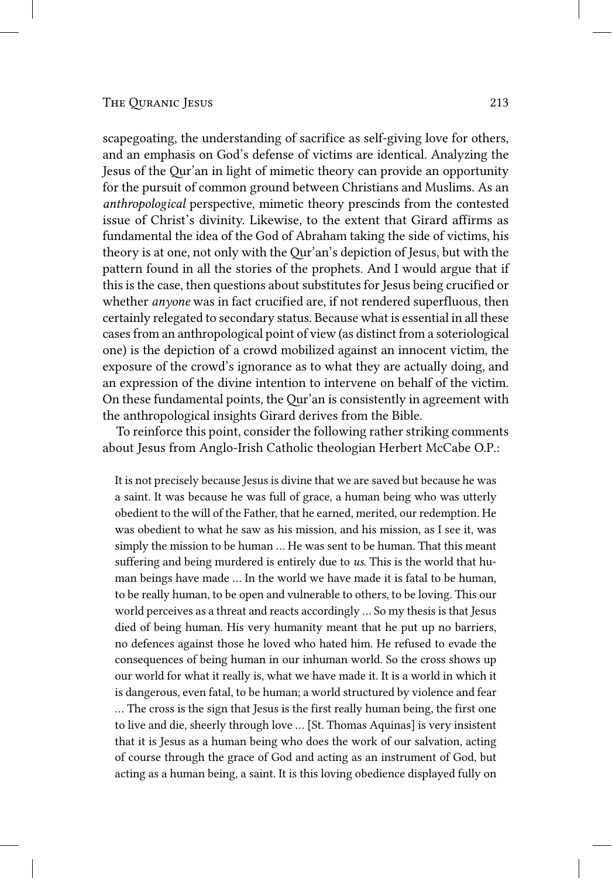scapegoating, the understanding of sacrifice as self-giving love for others, and an emphasis on God's defense of victims are identical. Analyzing the Jesus of the Qur'an in light of mimetic theory can provide an opportunity for the pursuit of common ground between Christians and Muslims. As an *anthropological* perspective, mimetic theory prescinds from the contested issue of Christ's divinity. Likewise, to the extent that Girard affirms as fundamental the idea of the God of Abraham taking the side of victims, his theory is at one, not only with the Qur'an's depiction of Jesus, but with the pattern found in all the stories of the prophets. And I would argue that if this is the case, then questions about substitutes for Jesus being crucified or whether *anyone* was in fact crucified are, if not rendered superfluous, then certainly relegated to secondary status. Because what is essential in all these cases from an anthropological point of view (as distinct from a soteriological one) is the depiction of a crowd mobilized against an innocent victim, the exposure of the crowd's ignorance as to what they are actually doing, and an expression of the divine intention to intervene on behalf of the victim. On these fundamental points, the Qur'an is consistently in agreement with the anthropological insights Girard derives from the Bible.

To reinforce this point, consider the following rather striking comments about Jesus from Anglo-Irish Catholic theologian Herbert McCabe O.P.:

> It is not precisely because Jesus is divine that we are saved but because he was a saint. It was because he was full of grace, a human being who was utterly obedient to the will of the Father, that he earned, merited, our redemption. He was obedient to what he saw as his mission, and his mission, as I see it, was simply the mission to be human … He was sent to be human. That this meant suffering and being murdered is entirely due to *us.* This is the world that human beings have made … In the world we have made it is fatal to be human, to be really human, to be open and vulnerable to others, to be loving. This our world perceives as a threat and reacts accordingly … So my thesis is that Jesus died of being human. His very humanity meant that he put up no barriers, no defences against those he loved who hated him. He refused to evade the consequences of being human in our inhuman world. So the cross shows up our world for what it really is, what we have made it. It is a world in which it is dangerous, even fatal, to be human; a world structured by violence and fear … The cross is the sign that Jesus is the first really human being, the first one to live and die, sheerly through love … [St. Thomas Aquinas] is very insistent that it is Jesus as a human being who does the work of our salvation, acting of course through the grace of God and acting as an instrument of God, but acting as a human being, a saint. It is this loving obedience displayed fully on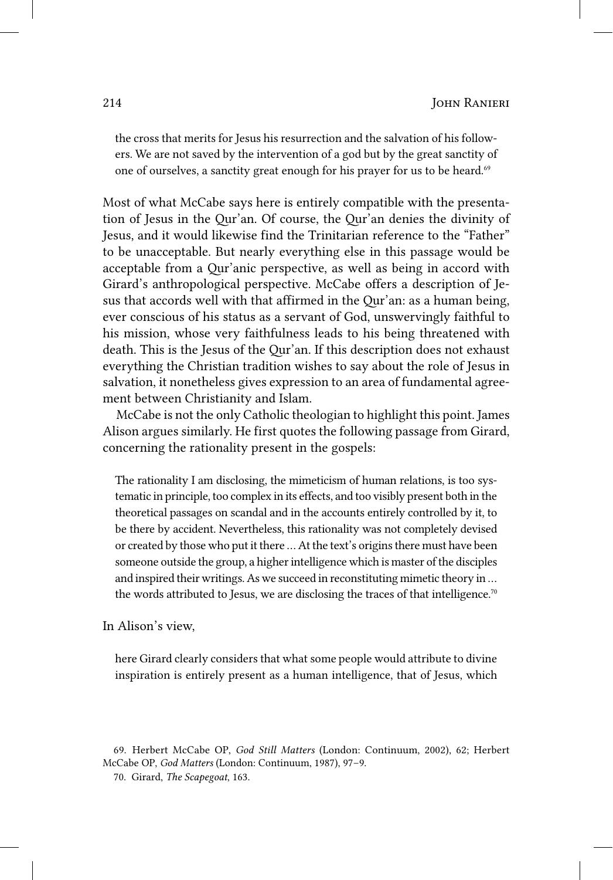> the cross that merits for Jesus his resurrection and the salvation of his followers. We are not saved by the intervention of a god but by the great sanctity of one of ourselves, a sanctity great enough for his prayer for us to be heard.[69]

Most of what McCabe says here is entirely compatible with the presentation of Jesus in the Qur'an. Of course, the Qur'an denies the divinity of Jesus, and it would likewise find the Trinitarian reference to the "Father" to be unacceptable. But nearly everything else in this passage would be acceptable from a Qur'anic perspective, as well as being in accord with Girard's anthropological perspective. McCabe offers a description of Jesus that accords well with that affirmed in the Qur'an: as a human being, ever conscious of his status as a servant of God, unswervingly faithful to his mission, whose very faithfulness leads to his being threatened with death. This is the Jesus of the Qur'an. If this description does not exhaust everything the Christian tradition wishes to say about the role of Jesus in salvation, it nonetheless gives expression to an area of fundamental agreement between Christianity and Islam.

McCabe is not the only Catholic theologian to highlight this point. James Alison argues similarly. He first quotes the following passage from Girard, concerning the rationality present in the gospels:

> The rationality I am disclosing, the mimeticism of human relations, is too systematic in principle, too complex in its effects, and too visibly present both in the theoretical passages on scandal and in the accounts entirely controlled by it, to be there by accident. Nevertheless, this rationality was not completely devised or created by those who put it there … At the text's origins there must have been someone outside the group, a higher intelligence which is master of the disciples and inspired their writings. As we succeed in reconstituting mimetic theory in … the words attributed to Jesus, we are disclosing the traces of that intelligence.[70]

In Alison's view,

> here Girard clearly considers that what some people would attribute to divine inspiration is entirely present as a human intelligence, that of Jesus, which

69. Herbert McCabe OP, *God Still Matters* (London: Continuum, 2002), 62; Herbert McCabe OP, *God Matters* (London: Continuum, 1987), 97–9.

70. Girard, *The Scapegoat*, 163.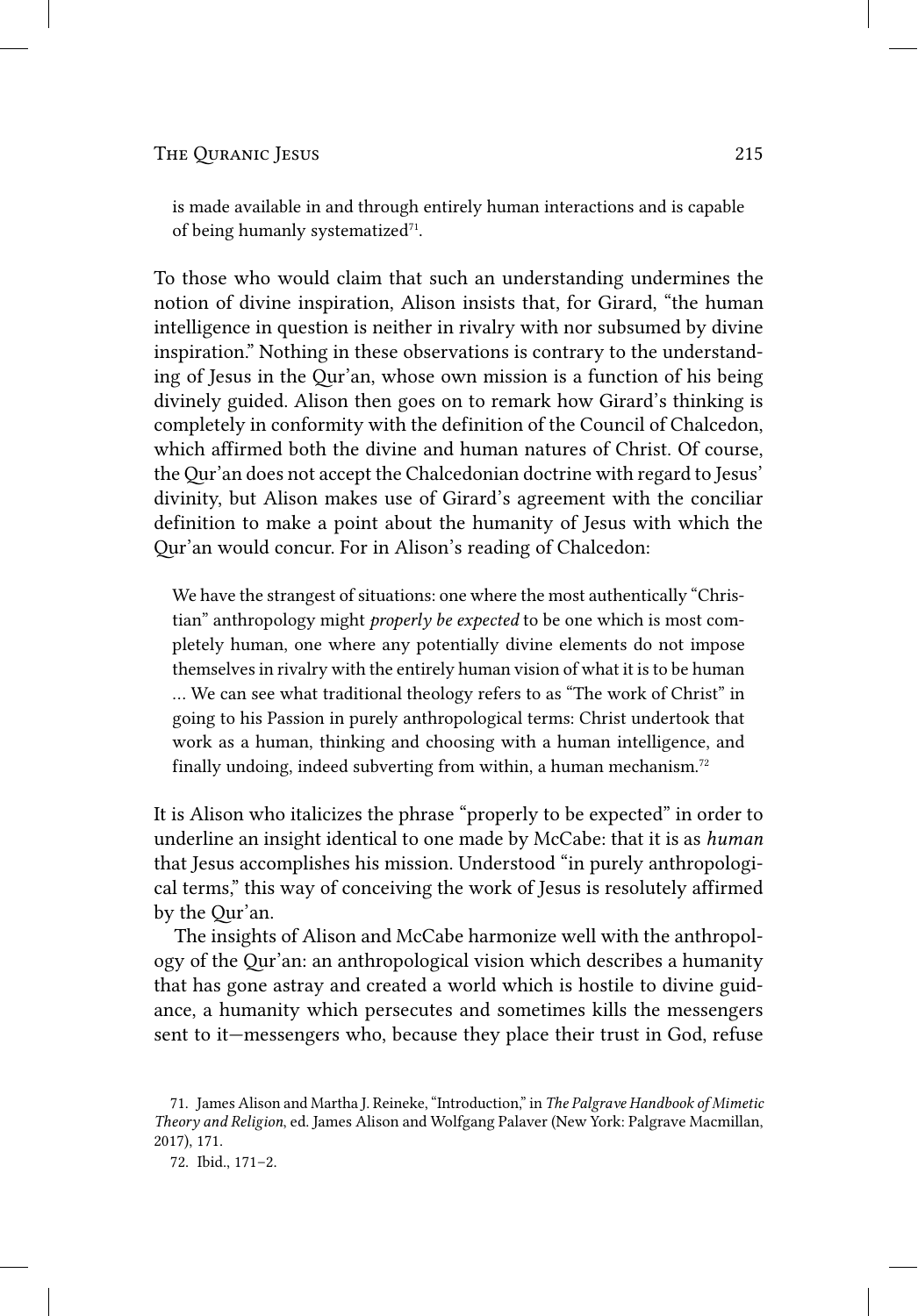> is made available in and through entirely human interactions and is capable of being humanly systematized[71].

To those who would claim that such an understanding undermines the notion of divine inspiration, Alison insists that, for Girard, "the human intelligence in question is neither in rivalry with nor subsumed by divine inspiration." Nothing in these observations is contrary to the understanding of Jesus in the Qur'an, whose own mission is a function of his being divinely guided. Alison then goes on to remark how Girard's thinking is completely in conformity with the definition of the Council of Chalcedon, which affirmed both the divine and human natures of Christ. Of course, the Qur'an does not accept the Chalcedonian doctrine with regard to Jesus' divinity, but Alison makes use of Girard's agreement with the conciliar definition to make a point about the humanity of Jesus with which the Qur'an would concur. For in Alison's reading of Chalcedon:

> We have the strangest of situations: one where the most authentically "Christian" anthropology might *properly be expected* to be one which is most completely human, one where any potentially divine elements do not impose themselves in rivalry with the entirely human vision of what it is to be human … We can see what traditional theology refers to as "The work of Christ" in going to his Passion in purely anthropological terms: Christ undertook that work as a human, thinking and choosing with a human intelligence, and finally undoing, indeed subverting from within, a human mechanism.[72]

It is Alison who italicizes the phrase "properly to be expected" in order to underline an insight identical to one made by McCabe: that it is as *human* that Jesus accomplishes his mission. Understood "in purely anthropological terms," this way of conceiving the work of Jesus is resolutely affirmed by the Qur'an.

The insights of Alison and McCabe harmonize well with the anthropology of the Qur'an: an anthropological vision which describes a humanity that has gone astray and created a world which is hostile to divine guidance, a humanity which persecutes and sometimes kills the messengers sent to it—messengers who, because they place their trust in God, refuse

71. James Alison and Martha J. Reineke, "Introduction," in *The Palgrave Handbook of Mimetic Theory and Religion*, ed. James Alison and Wolfgang Palaver (New York: Palgrave Macmillan, 2017), 171.

72. Ibid., 171–2.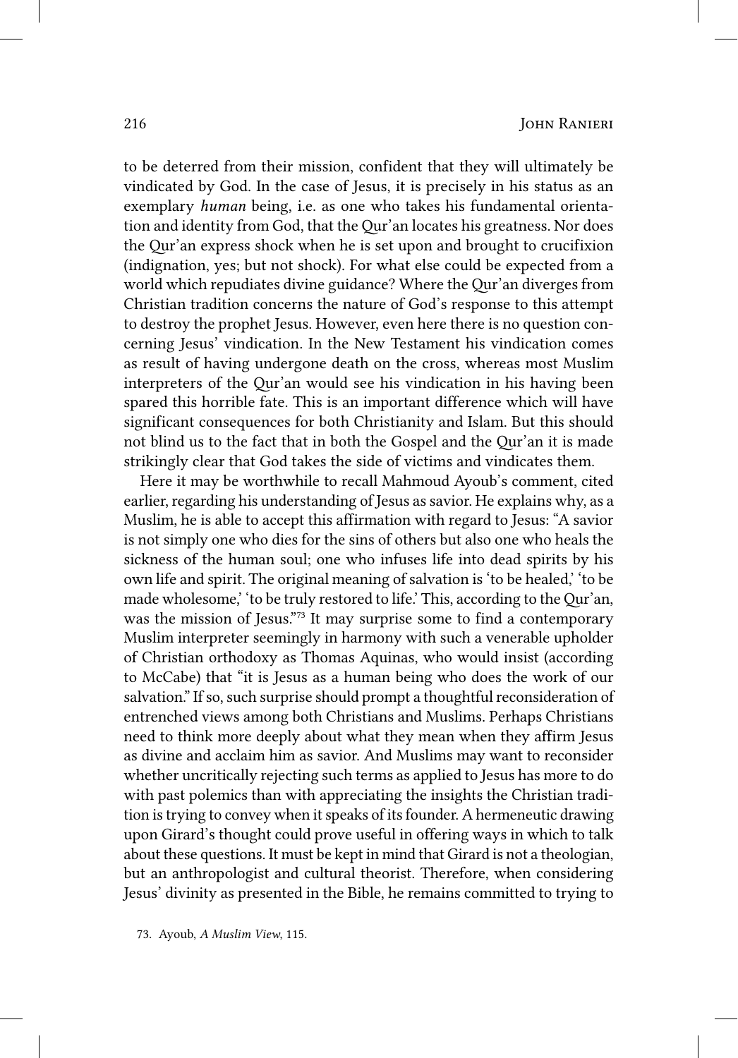to be deterred from their mission, confident that they will ultimately be vindicated by God. In the case of Jesus, it is precisely in his status as an exemplary *human* being, i.e. as one who takes his fundamental orientation and identity from God, that the Qur'an locates his greatness. Nor does the Qur'an express shock when he is set upon and brought to crucifixion (indignation, yes; but not shock). For what else could be expected from a world which repudiates divine guidance? Where the Qur'an diverges from Christian tradition concerns the nature of God's response to this attempt to destroy the prophet Jesus. However, even here there is no question concerning Jesus' vindication. In the New Testament his vindication comes as result of having undergone death on the cross, whereas most Muslim interpreters of the Qur'an would see his vindication in his having been spared this horrible fate. This is an important difference which will have significant consequences for both Christianity and Islam. But this should not blind us to the fact that in both the Gospel and the Qur'an it is made strikingly clear that God takes the side of victims and vindicates them.

Here it may be worthwhile to recall Mahmoud Ayoub's comment, cited earlier, regarding his understanding of Jesus as savior. He explains why, as a Muslim, he is able to accept this affirmation with regard to Jesus: "A savior is not simply one who dies for the sins of others but also one who heals the sickness of the human soul; one who infuses life into dead spirits by his own life and spirit. The original meaning of salvation is 'to be healed,' 'to be made wholesome,' 'to be truly restored to life.' This, according to the Qur'an, was the mission of Jesus."[73] It may surprise some to find a contemporary Muslim interpreter seemingly in harmony with such a venerable upholder of Christian orthodoxy as Thomas Aquinas, who would insist (according to McCabe) that "it is Jesus as a human being who does the work of our salvation." If so, such surprise should prompt a thoughtful reconsideration of entrenched views among both Christians and Muslims. Perhaps Christians need to think more deeply about what they mean when they affirm Jesus as divine and acclaim him as savior. And Muslims may want to reconsider whether uncritically rejecting such terms as applied to Jesus has more to do with past polemics than with appreciating the insights the Christian tradition is trying to convey when it speaks of its founder. A hermeneutic drawing upon Girard's thought could prove useful in offering ways in which to talk about these questions. It must be kept in mind that Girard is not a theologian, but an anthropologist and cultural theorist. Therefore, when considering Jesus' divinity as presented in the Bible, he remains committed to trying to

73. Ayoub, *A Muslim View*, 115.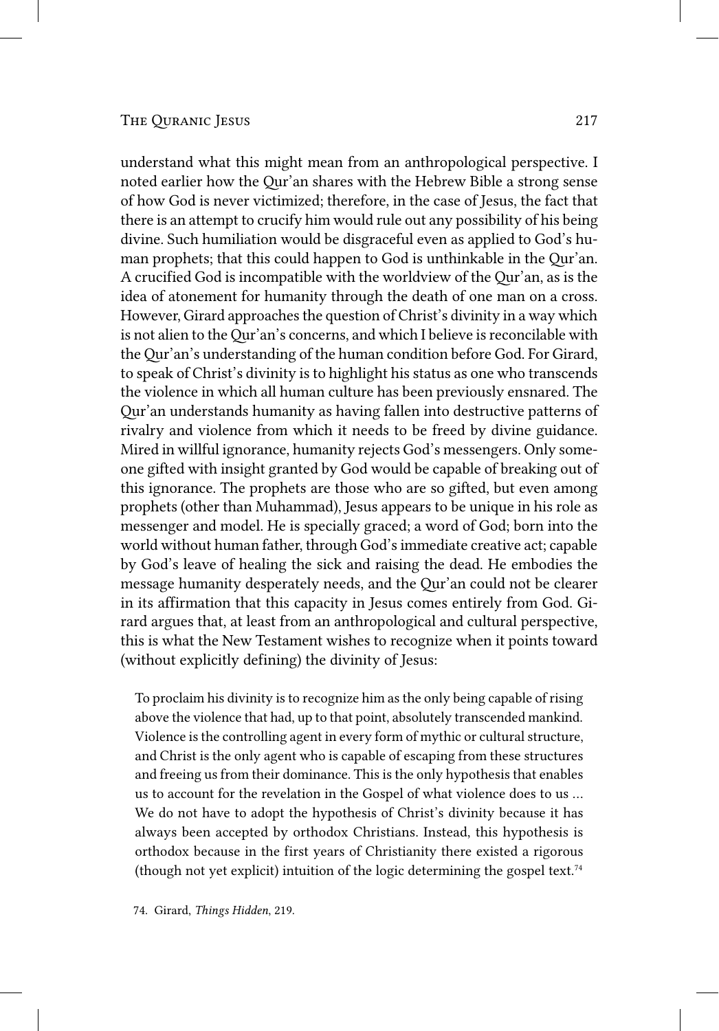understand what this might mean from an anthropological perspective. I noted earlier how the Qur'an shares with the Hebrew Bible a strong sense of how God is never victimized; therefore, in the case of Jesus, the fact that there is an attempt to crucify him would rule out any possibility of his being divine. Such humiliation would be disgraceful even as applied to God's human prophets; that this could happen to God is unthinkable in the Qur'an. A crucified God is incompatible with the worldview of the Qur'an, as is the idea of atonement for humanity through the death of one man on a cross. However, Girard approaches the question of Christ's divinity in a way which is not alien to the Qur'an's concerns, and which I believe is reconcilable with the Qur'an's understanding of the human condition before God. For Girard, to speak of Christ's divinity is to highlight his status as one who transcends the violence in which all human culture has been previously ensnared. The Qur'an understands humanity as having fallen into destructive patterns of rivalry and violence from which it needs to be freed by divine guidance. Mired in willful ignorance, humanity rejects God's messengers. Only someone gifted with insight granted by God would be capable of breaking out of this ignorance. The prophets are those who are so gifted, but even among prophets (other than Muhammad), Jesus appears to be unique in his role as messenger and model. He is specially graced; a word of God; born into the world without human father, through God's immediate creative act; capable by God's leave of healing the sick and raising the dead. He embodies the message humanity desperately needs, and the Qur'an could not be clearer in its affirmation that this capacity in Jesus comes entirely from God. Girard argues that, at least from an anthropological and cultural perspective, this is what the New Testament wishes to recognize when it points toward (without explicitly defining) the divinity of Jesus:

> To proclaim his divinity is to recognize him as the only being capable of rising above the violence that had, up to that point, absolutely transcended mankind. Violence is the controlling agent in every form of mythic or cultural structure, and Christ is the only agent who is capable of escaping from these structures and freeing us from their dominance. This is the only hypothesis that enables us to account for the revelation in the Gospel of what violence does to us ... We do not have to adopt the hypothesis of Christ's divinity because it has always been accepted by orthodox Christians. Instead, this hypothesis is orthodox because in the first years of Christianity there existed a rigorous (though not yet explicit) intuition of the logic determining the gospel text.[74]

74. Girard, *Things Hidden*, 219.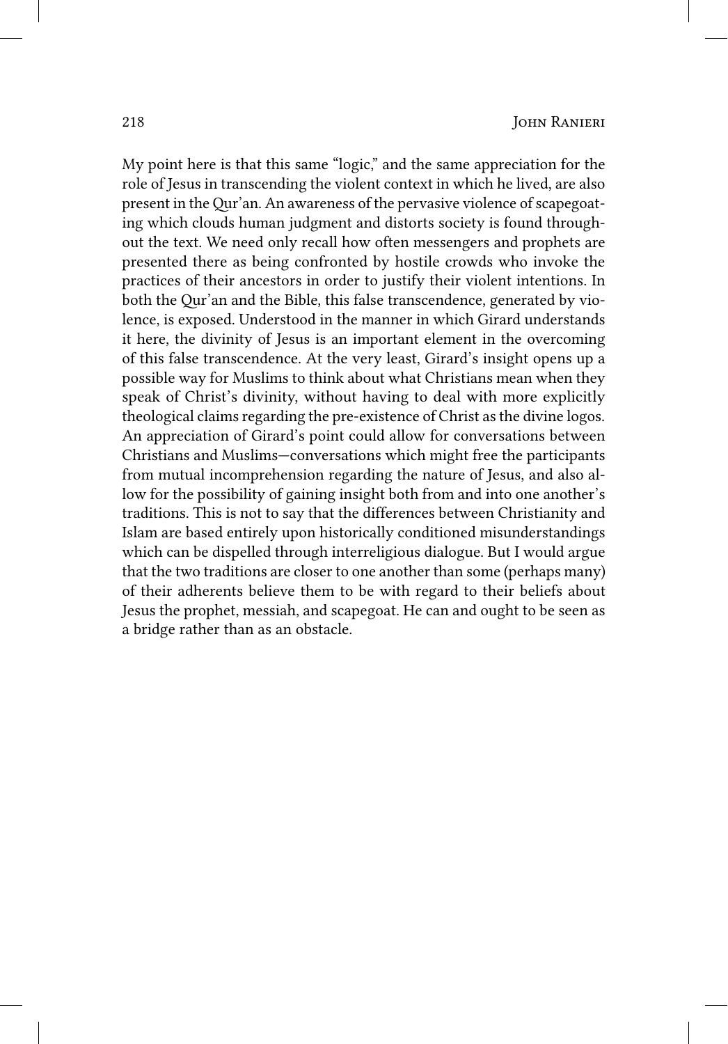My point here is that this same "logic," and the same appreciation for the role of Jesus in transcending the violent context in which he lived, are also present in the Qur'an. An awareness of the pervasive violence of scapegoating which clouds human judgment and distorts society is found throughout the text. We need only recall how often messengers and prophets are presented there as being confronted by hostile crowds who invoke the practices of their ancestors in order to justify their violent intentions. In both the Qur'an and the Bible, this false transcendence, generated by violence, is exposed. Understood in the manner in which Girard understands it here, the divinity of Jesus is an important element in the overcoming of this false transcendence. At the very least, Girard's insight opens up a possible way for Muslims to think about what Christians mean when they speak of Christ's divinity, without having to deal with more explicitly theological claims regarding the pre-existence of Christ as the divine logos. An appreciation of Girard's point could allow for conversations between Christians and Muslims—conversations which might free the participants from mutual incomprehension regarding the nature of Jesus, and also allow for the possibility of gaining insight both from and into one another's traditions. This is not to say that the differences between Christianity and Islam are based entirely upon historically conditioned misunderstandings which can be dispelled through interreligious dialogue. But I would argue that the two traditions are closer to one another than some (perhaps many) of their adherents believe them to be with regard to their beliefs about Jesus the prophet, messiah, and scapegoat. He can and ought to be seen as a bridge rather than as an obstacle.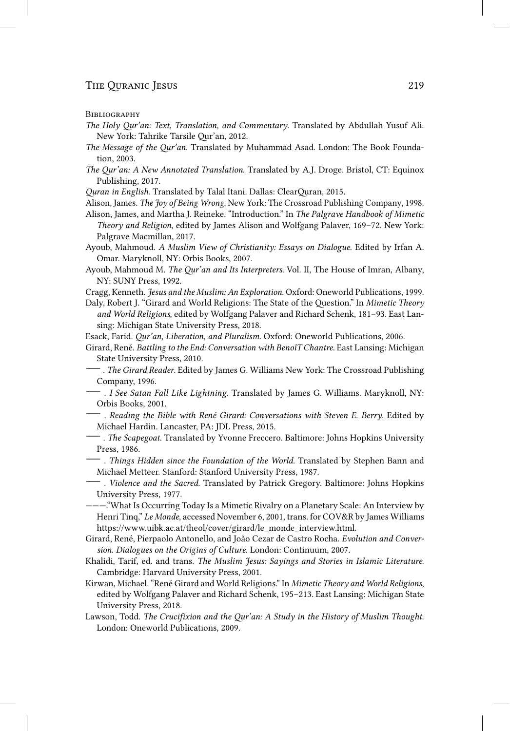### Bibliography

*The Holy Qur'an: Text, Translation, and Commentary*. Translated by Abdullah Yusuf Ali. New York: Tahrike Tarsile Qur'an, 2012.

*The Message of the Qur'an*. Translated by Muhammad Asad. London: The Book Foundation, 2003.

*The Qur'an: A New Annotated Translation*. Translated by A.J. Droge. Bristol, CT: Equinox Publishing, 2017.

*Quran in English*. Translated by Talal Itani. Dallas: ClearQuran, 2015.

Alison, James. *The Joy of Being Wrong*. New York: The Crossroad Publishing Company, 1998.

Alison, James, and Martha J. Reineke. "Introduction." In *The Palgrave Handbook of Mimetic Theory and Religion*, edited by James Alison and Wolfgang Palaver, 169–72. New York: Palgrave Macmillan, 2017.

Ayoub, Mahmoud. *A Muslim View of Christianity: Essays on Dialogue*. Edited by Irfan A. Omar. Maryknoll, NY: Orbis Books, 2007.

Ayoub, Mahmoud M. *The Qur'an and Its Interpreters*. Vol. II, The House of Imran, Albany, NY: SUNY Press, 1992.

Cragg, Kenneth. *Jesus and the Muslim: An Exploration*. Oxford: Oneworld Publications, 1999.

Daly, Robert J. "Girard and World Religions: The State of the Question." In *Mimetic Theory and World Religions*, edited by Wolfgang Palaver and Richard Schenk, 181–93. East Lansing: Michigan State University Press, 2018.

Esack, Farid. *Qur'an, Liberation, and Pluralism*. Oxford: Oneworld Publications, 2006.

Girard, René. *Battling to the End: Conversation with BenoîT Chantre*. East Lansing: Michigan State University Press, 2010.

—— . *The Girard Reader*. Edited by James G. Williams New York: The Crossroad Publishing Company, 1996.

—— . *I See Satan Fall Like Lightning*. Translated by James G. Williams. Maryknoll, NY: Orbis Books, 2001.

—— . *Reading the Bible with René Girard: Conversations with Steven E. Berry*. Edited by Michael Hardin. Lancaster, PA: JDL Press, 2015.

—— . *The Scapegoat*. Translated by Yvonne Freccero. Baltimore: Johns Hopkins University Press, 1986.

—— . *Things Hidden since the Foundation of the World*. Translated by Stephen Bann and Michael Metteer. Stanford: Stanford University Press, 1987.

—— . *Violence and the Sacred*. Translated by Patrick Gregory. Baltimore: Johns Hopkins University Press, 1977.

———."What Is Occurring Today Is a Mimetic Rivalry on a Planetary Scale: An Interview by Henri Tinq," *Le Monde*, accessed November 6, 2001, trans. for COV&R by James Williams https://www.uibk.ac.at/theol/cover/girard/le_monde_interview.html.

Girard, René, Pierpaolo Antonello, and João Cezar de Castro Rocha. *Evolution and Conversion. Dialogues on the Origins of Culture*. London: Continuum, 2007.

Khalidi, Tarif, ed. and trans. *The Muslim Jesus: Sayings and Stories in Islamic Literature*. Cambridge: Harvard University Press, 2001.

Kirwan, Michael. "René Girard and World Religions." In *Mimetic Theory and World Religions*, edited by Wolfgang Palaver and Richard Schenk, 195–213. East Lansing: Michigan State University Press, 2018.

Lawson, Todd. *The Crucifixion and the Qur'an: A Study in the History of Muslim Thought*. London: Oneworld Publications, 2009.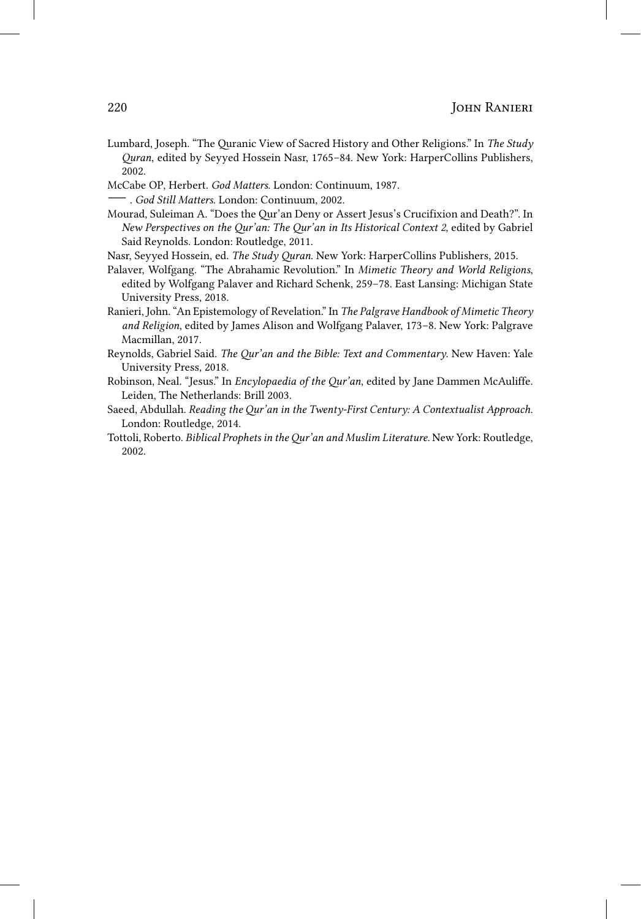Lumbard, Joseph. “The Quranic View of Sacred History and Other Religions.” In *The Study Quran*, edited by Seyyed Hossein Nasr, 1765–84. New York: HarperCollins Publishers, 2002.

McCabe OP, Herbert. *God Matters*. London: Continuum, 1987.

——. *God Still Matters*. London: Continuum, 2002.

Mourad, Suleiman A. “Does the Qur’an Deny or Assert Jesus’s Crucifixion and Death?”. In *New Perspectives on the Qur’an: The Qur’an in Its Historical Context 2*, edited by Gabriel Said Reynolds. London: Routledge, 2011.

Nasr, Seyyed Hossein, ed. *The Study Quran*. New York: HarperCollins Publishers, 2015.

Palaver, Wolfgang. “The Abrahamic Revolution.” In *Mimetic Theory and World Religions*, edited by Wolfgang Palaver and Richard Schenk, 259–78. East Lansing: Michigan State University Press, 2018.

Ranieri, John. “An Epistemology of Revelation.” In *The Palgrave Handbook of Mimetic Theory and Religion*, edited by James Alison and Wolfgang Palaver, 173–8. New York: Palgrave Macmillan, 2017.

Reynolds, Gabriel Said. *The Qur’an and the Bible: Text and Commentary*. New Haven: Yale University Press, 2018.

Robinson, Neal. “Jesus.” In *Encylopaedia of the Qur’an*, edited by Jane Dammen McAuliffe. Leiden, The Netherlands: Brill 2003.

Saeed, Abdullah. *Reading the Qur’an in the Twenty-First Century: A Contextualist Approach*. London: Routledge, 2014.

Tottoli, Roberto. *Biblical Prophets in the Qur’an and Muslim Literature*. New York: Routledge, 2002.